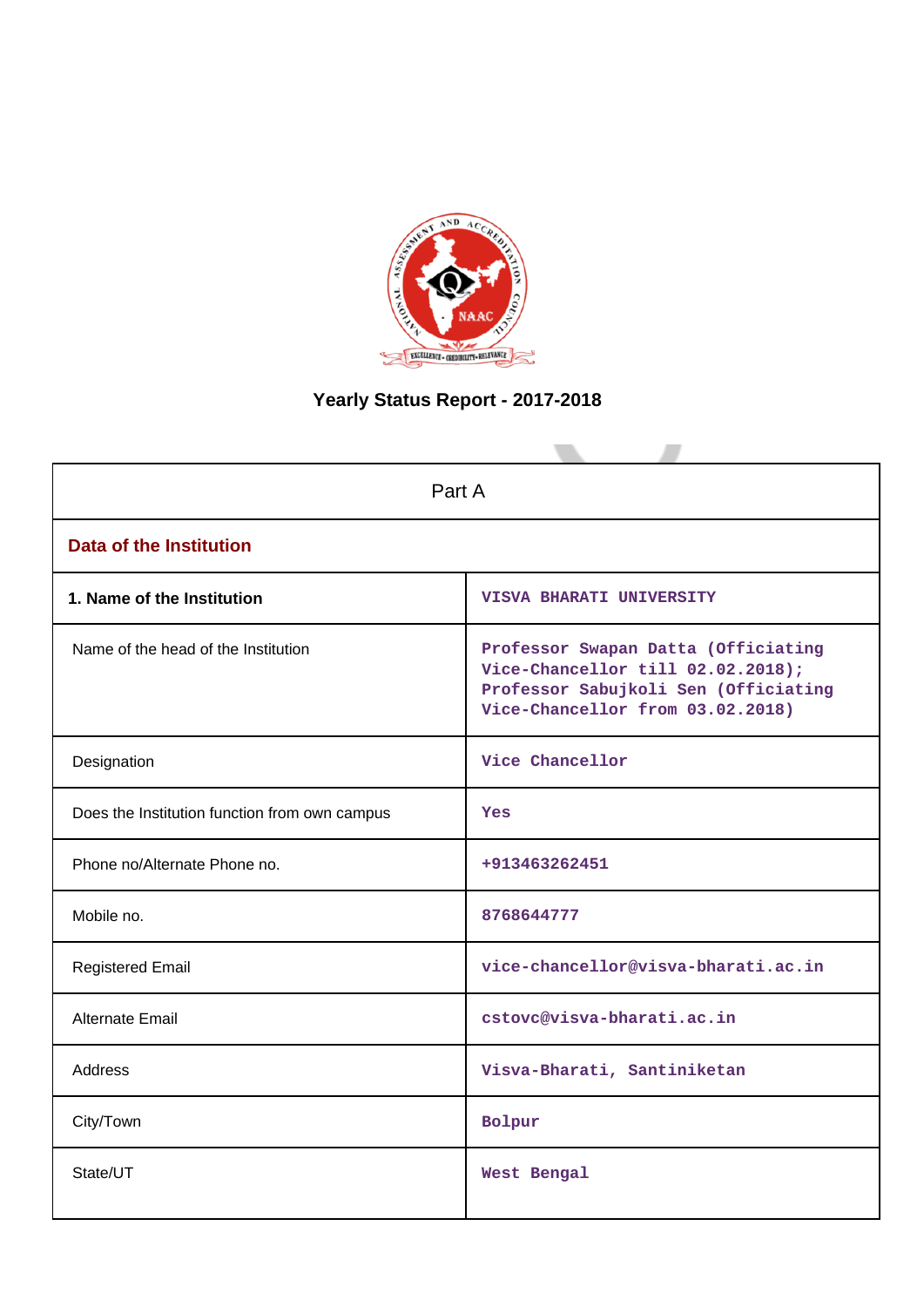# Yearly Status Report - 2017-2018

| Part A | |
|---|---|
| **Data of the Institution** | |
| **1. Name of the Institution** | VISVA BHARATI UNIVERSITY |
| Name of the head of the Institution | Professor Swapan Datta (Officiating Vice-Chancellor till 02.02.2018); Professor Sabujkoli Sen (Officiating Vice-Chancellor from 03.02.2018) |
| Designation | Vice Chancellor |
| Does the Institution function from own campus | Yes |
| Phone no/Alternate Phone no. | +913463262451 |
| Mobile no. | 8768644777 |
| Registered Email | vice-chancellor@visva-bharati.ac.in |
| Alternate Email | cstovc@visva-bharati.ac.in |
| Address | Visva-Bharati, Santiniketan |
| City/Town | Bolpur |
| State/UT | West Bengal |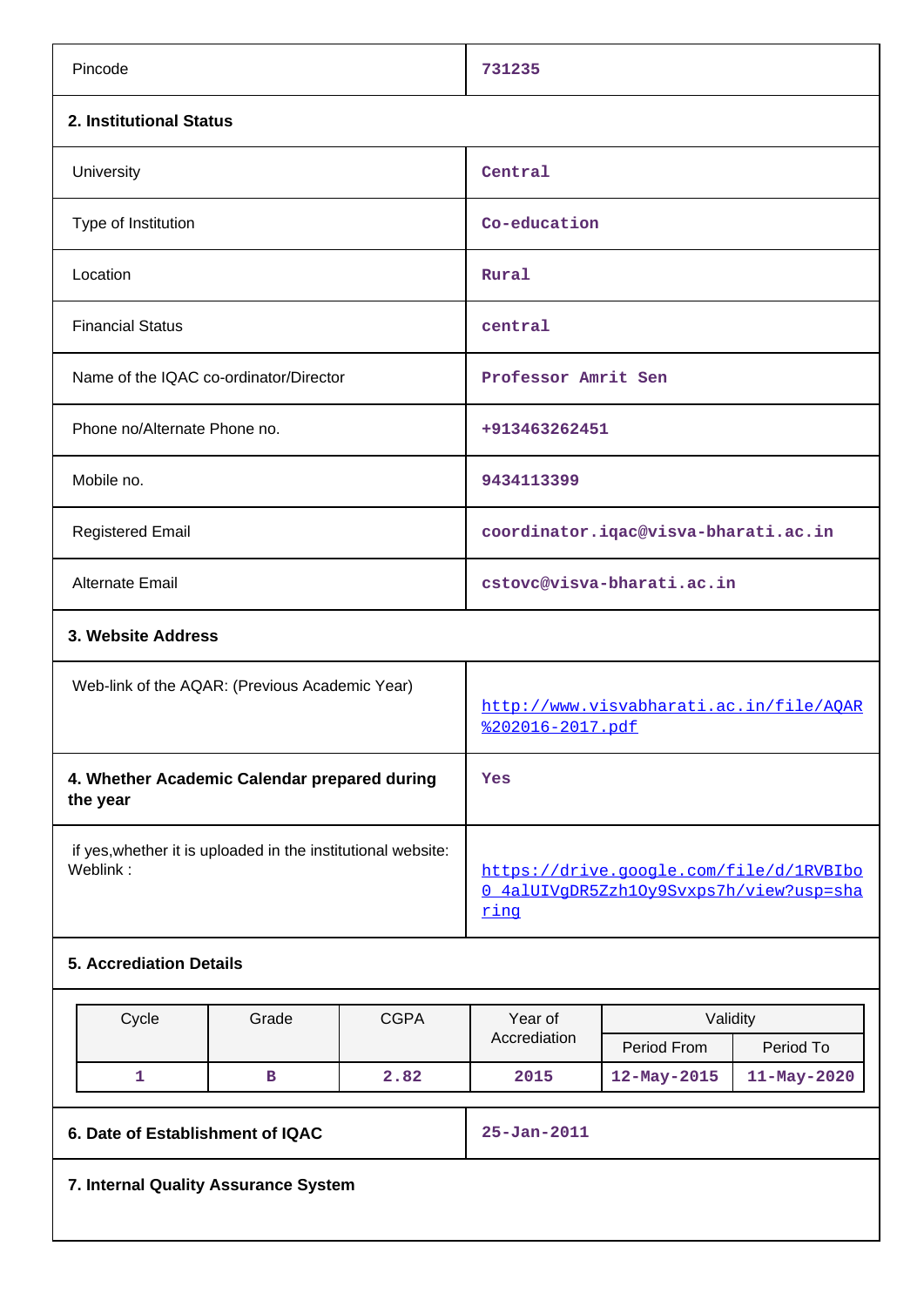| | |
|---|---|
| Pincode | 731235 |

**2. Institutional Status**

| | |
|---|---|
| University | Central |
| Type of Institution | Co-education |
| Location | Rural |
| Financial Status | central |
| Name of the IQAC co-ordinator/Director | Professor Amrit Sen |
| Phone no/Alternate Phone no. | +913463262451 |
| Mobile no. | 9434113399 |
| Registered Email | coordinator.iqac@visva-bharati.ac.in |
| Alternate Email | cstovc@visva-bharati.ac.in |

**3. Website Address**

| | |
|---|---|
| Web-link of the AQAR: (Previous Academic Year) | http://www.visvabharati.ac.in/file/AQAR%202016-2017.pdf |
| **4. Whether Academic Calendar prepared during the year** | Yes |
| if yes,whether it is uploaded in the institutional website: Weblink : | https://drive.google.com/file/d/1RVBIbo0_4alUIVgDR5Zzh1Oy9Svxps7h/view?usp=sharing |

**5. Accrediation Details**

| Cycle | Grade | CGPA | Year of Accrediation | Validity | |
|---|---|---|---|---|---|
| | | | | Period From | Period To |
| 1 | B | 2.82 | 2015 | 12-May-2015 | 11-May-2020 |

| | |
|---|---|
| **6. Date of Establishment of IQAC** | 25-Jan-2011 |

**7. Internal Quality Assurance System**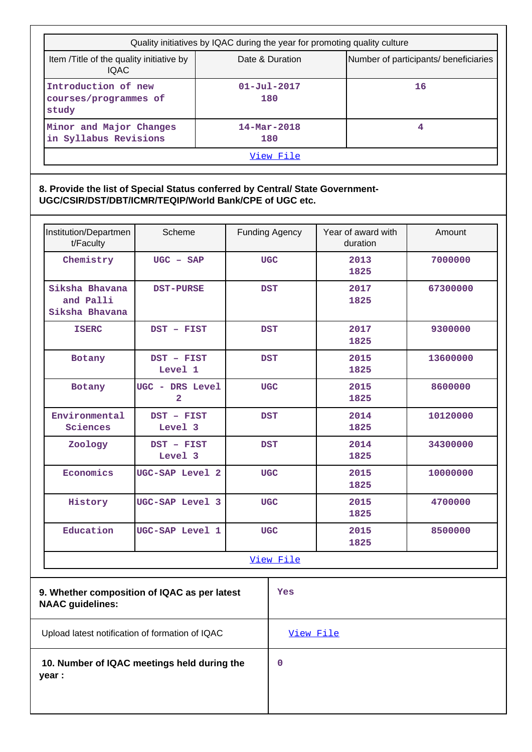| Quality initiatives by IQAC during the year for promoting quality culture | | |
|---|---|---|
| Item /Title of the quality initiative by IQAC | Date & Duration | Number of participants/ beneficiaries |
| Introduction of new courses/programmes of study | 01-Jul-2017 180 | 16 |
| Minor and Major Changes in Syllabus Revisions | 14-Mar-2018 180 | 4 |
| View File | | |

**8. Provide the list of Special Status conferred by Central/ State Government- UGC/CSIR/DST/DBT/ICMR/TEQIP/World Bank/CPE of UGC etc.**

| Institution/Department/Faculty | Scheme | Funding Agency | Year of award with duration | Amount |
|---|---|---|---|---|
| Chemistry | UGC – SAP | UGC | 2013 1825 | 7000000 |
| Siksha Bhavana and Palli Siksha Bhavana | DST-PURSE | DST | 2017 1825 | 67300000 |
| ISERC | DST – FIST | DST | 2017 1825 | 9300000 |
| Botany | DST – FIST Level 1 | DST | 2015 1825 | 13600000 |
| Botany | UGC - DRS Level 2 | UGC | 2015 1825 | 8600000 |
| Environmental Sciences | DST – FIST Level 3 | DST | 2014 1825 | 10120000 |
| Zoology | DST – FIST Level 3 | DST | 2014 1825 | 34300000 |
| Economics | UGC-SAP Level 2 | UGC | 2015 1825 | 10000000 |
| History | UGC-SAP Level 3 | UGC | 2015 1825 | 4700000 |
| Education | UGC-SAP Level 1 | UGC | 2015 1825 | 8500000 |
| View File | | | | |

| | |
|---|---|
| **9. Whether composition of IQAC as per latest NAAC guidelines:** | Yes |
| Upload latest notification of formation of IQAC | View File |
| **10. Number of IQAC meetings held during the year :** | 0 |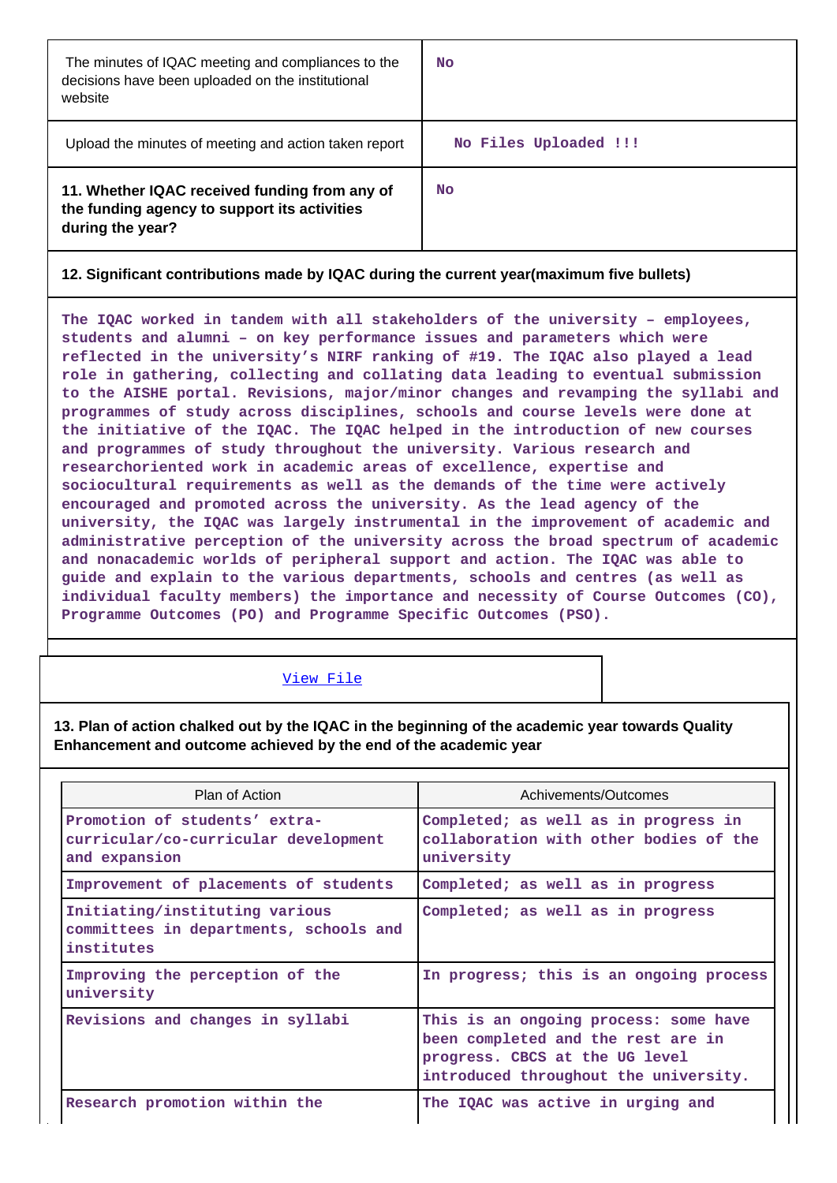| | |
|---|---|
| The minutes of IQAC meeting and compliances to the decisions have been uploaded on the institutional website | No |
| Upload the minutes of meeting and action taken report | No Files Uploaded !!! |
| **11. Whether IQAC received funding from any of the funding agency to support its activities during the year?** | No |

**12. Significant contributions made by IQAC during the current year(maximum five bullets)**

The IQAC worked in tandem with all stakeholders of the university – employees, students and alumni – on key performance issues and parameters which were reflected in the university's NIRF ranking of #19. The IQAC also played a lead role in gathering, collecting and collating data leading to eventual submission to the AISHE portal. Revisions, major/minor changes and revamping the syllabi and programmes of study across disciplines, schools and course levels were done at the initiative of the IQAC. The IQAC helped in the introduction of new courses and programmes of study throughout the university. Various research and researchoriented work in academic areas of excellence, expertise and sociocultural requirements as well as the demands of the time were actively encouraged and promoted across the university. As the lead agency of the university, the IQAC was largely instrumental in the improvement of academic and administrative perception of the university across the broad spectrum of academic and nonacademic worlds of peripheral support and action. The IQAC was able to guide and explain to the various departments, schools and centres (as well as individual faculty members) the importance and necessity of Course Outcomes (CO), Programme Outcomes (PO) and Programme Specific Outcomes (PSO).

View File

**13. Plan of action chalked out by the IQAC in the beginning of the academic year towards Quality Enhancement and outcome achieved by the end of the academic year**

| Plan of Action | Achivements/Outcomes |
|---|---|
| Promotion of students' extra-curricular/co-curricular development and expansion | Completed; as well as in progress in collaboration with other bodies of the university |
| Improvement of placements of students | Completed; as well as in progress |
| Initiating/instituting various committees in departments, schools and institutes | Completed; as well as in progress |
| Improving the perception of the university | In progress; this is an ongoing process |
| Revisions and changes in syllabi | This is an ongoing process: some have been completed and the rest are in progress. CBCS at the UG level introduced throughout the university. |
| Research promotion within the | The IQAC was active in urging and |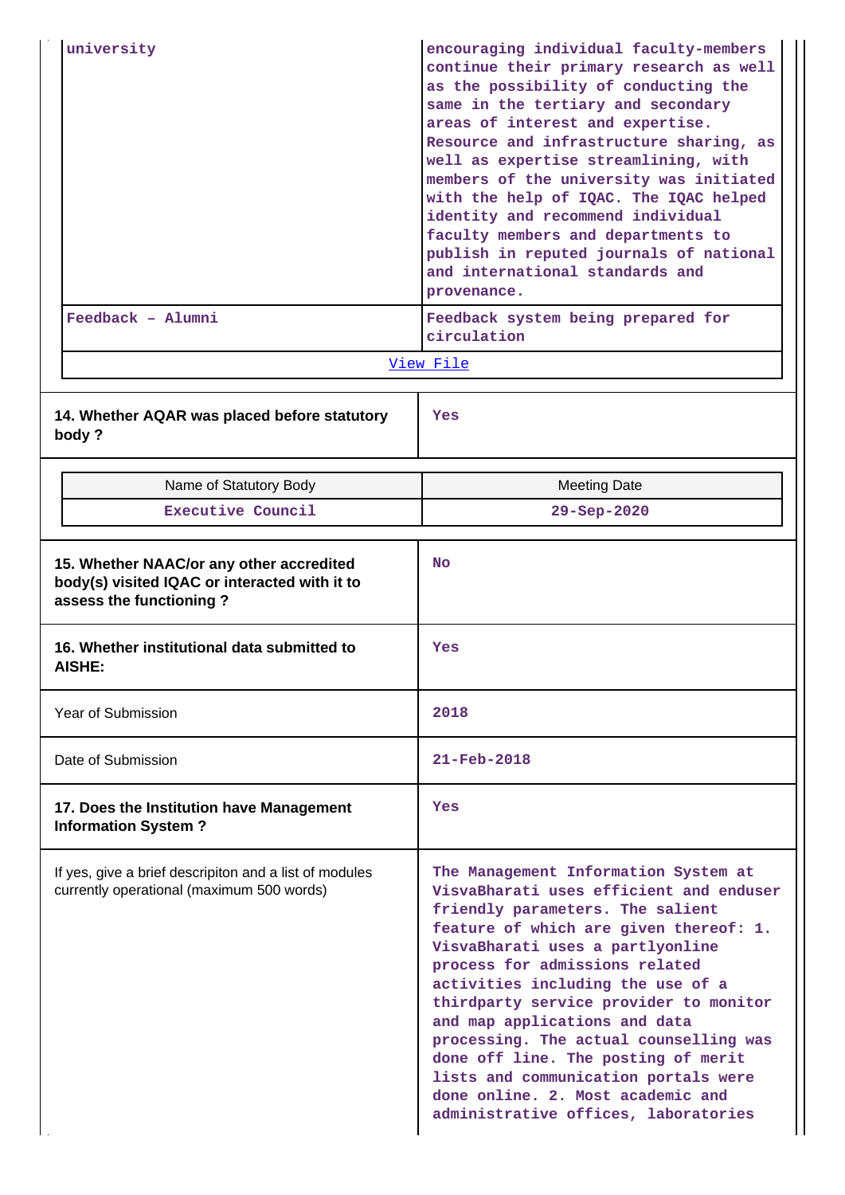| | |
|---|---|
| university | encouraging individual faculty-members continue their primary research as well as the possibility of conducting the same in the tertiary and secondary areas of interest and expertise. Resource and infrastructure sharing, as well as expertise streamlining, with members of the university was initiated with the help of IQAC. The IQAC helped identity and recommend individual faculty members and departments to publish in reputed journals of national and international standards and provenance. |
| Feedback – Alumni | Feedback system being prepared for circulation |

View File

| | |
|---|---|
| **14. Whether AQAR was placed before statutory body ?** | Yes |

| Name of Statutory Body | Meeting Date |
|---|---|
| Executive Council | 29-Sep-2020 |

| | |
|---|---|
| **15. Whether NAAC/or any other accredited body(s) visited IQAC or interacted with it to assess the functioning ?** | No |
| **16. Whether institutional data submitted to AISHE:** | Yes |
| Year of Submission | 2018 |
| Date of Submission | 21-Feb-2018 |
| **17. Does the Institution have Management Information System ?** | Yes |
| If yes, give a brief descripiton and a list of modules currently operational (maximum 500 words) | The Management Information System at VisvaBharati uses efficient and enduser friendly parameters. The salient feature of which are given thereof: 1. VisvaBharati uses a partlyonline process for admissions related activities including the use of a thirdparty service provider to monitor and map applications and data processing. The actual counselling was done off line. The posting of merit lists and communication portals were done online. 2. Most academic and administrative offices, laboratories |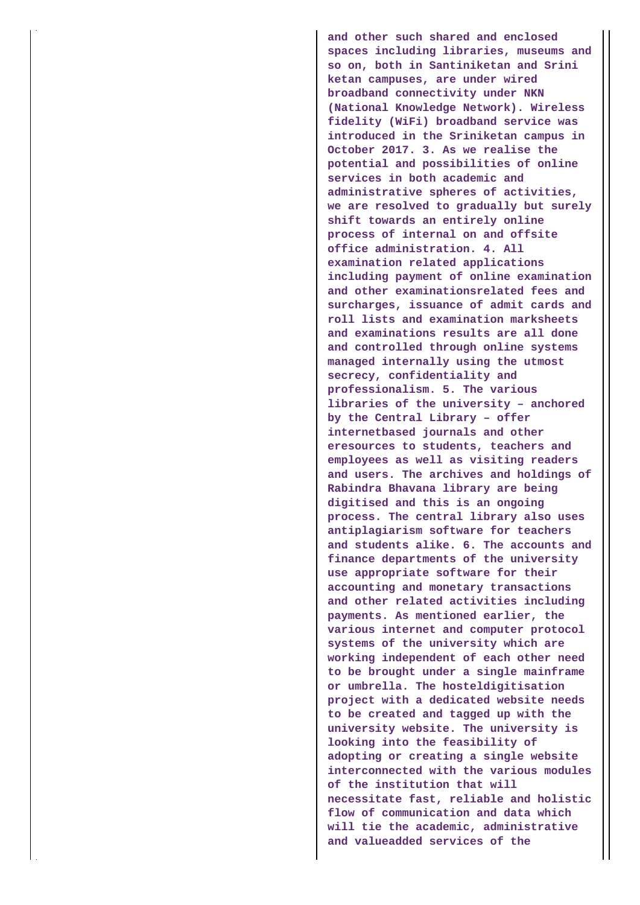and other such shared and enclosed spaces including libraries, museums and so on, both in Santiniketan and Srini ketan campuses, are under wired broadband connectivity under NKN (National Knowledge Network). Wireless fidelity (WiFi) broadband service was introduced in the Sriniketan campus in October 2017. 3. As we realise the potential and possibilities of online services in both academic and administrative spheres of activities, we are resolved to gradually but surely shift towards an entirely online process of internal on and offsite office administration. 4. All examination related applications including payment of online examination and other examinationsrelated fees and surcharges, issuance of admit cards and roll lists and examination marksheets and examinations results are all done and controlled through online systems managed internally using the utmost secrecy, confidentiality and professionalism. 5. The various libraries of the university – anchored by the Central Library – offer internetbased journals and other eresources to students, teachers and employees as well as visiting readers and users. The archives and holdings of Rabindra Bhavana library are being digitised and this is an ongoing process. The central library also uses antiplagiarism software for teachers and students alike. 6. The accounts and finance departments of the university use appropriate software for their accounting and monetary transactions and other related activities including payments. As mentioned earlier, the various internet and computer protocol systems of the university which are working independent of each other need to be brought under a single mainframe or umbrella. The hosteldigitisation project with a dedicated website needs to be created and tagged up with the university website. The university is looking into the feasibility of adopting or creating a single website interconnected with the various modules of the institution that will necessitate fast, reliable and holistic flow of communication and data which will tie the academic, administrative and valueadded services of the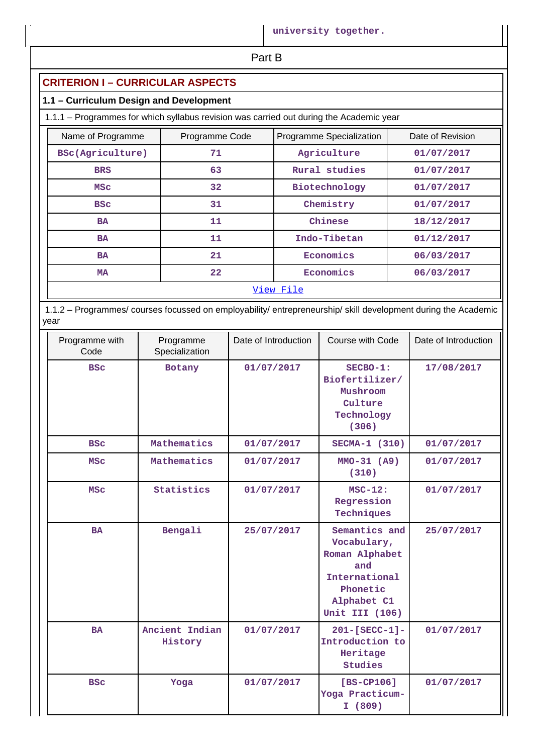university together.

Part B

## CRITERION I – CURRICULAR ASPECTS

### 1.1 – Curriculum Design and Development

1.1.1 – Programmes for which syllabus revision was carried out during the Academic year

| Name of Programme | Programme Code | Programme Specialization | Date of Revision |
|---|---|---|---|
| BSc(Agriculture) | 71 | Agriculture | 01/07/2017 |
| BRS | 63 | Rural studies | 01/07/2017 |
| MSc | 32 | Biotechnology | 01/07/2017 |
| BSc | 31 | Chemistry | 01/07/2017 |
| BA | 11 | Chinese | 18/12/2017 |
| BA | 11 | Indo-Tibetan | 01/12/2017 |
| BA | 21 | Economics | 06/03/2017 |
| MA | 22 | Economics | 06/03/2017 |

View File

1.1.2 – Programmes/ courses focussed on employability/ entrepreneurship/ skill development during the Academic year

| Programme with Code | Programme Specialization | Date of Introduction | Course with Code | Date of Introduction |
|---|---|---|---|---|
| BSc | Botany | 01/07/2017 | SECBO-1: Biofertilizer/ Mushroom Culture Technology (306) | 17/08/2017 |
| BSc | Mathematics | 01/07/2017 | SECMA-1 (310) | 01/07/2017 |
| MSc | Mathematics | 01/07/2017 | MMO-31 (A9) (310) | 01/07/2017 |
| MSc | Statistics | 01/07/2017 | MSC-12: Regression Techniques | 01/07/2017 |
| BA | Bengali | 25/07/2017 | Semantics and Vocabulary, Roman Alphabet and International Phonetic Alphabet C1 Unit III (106) | 25/07/2017 |
| BA | Ancient Indian History | 01/07/2017 | 201-[SECC-1]-Introduction to Heritage Studies | 01/07/2017 |
| BSc | Yoga | 01/07/2017 | [BS-CP106] Yoga Practicum-I (809) | 01/07/2017 |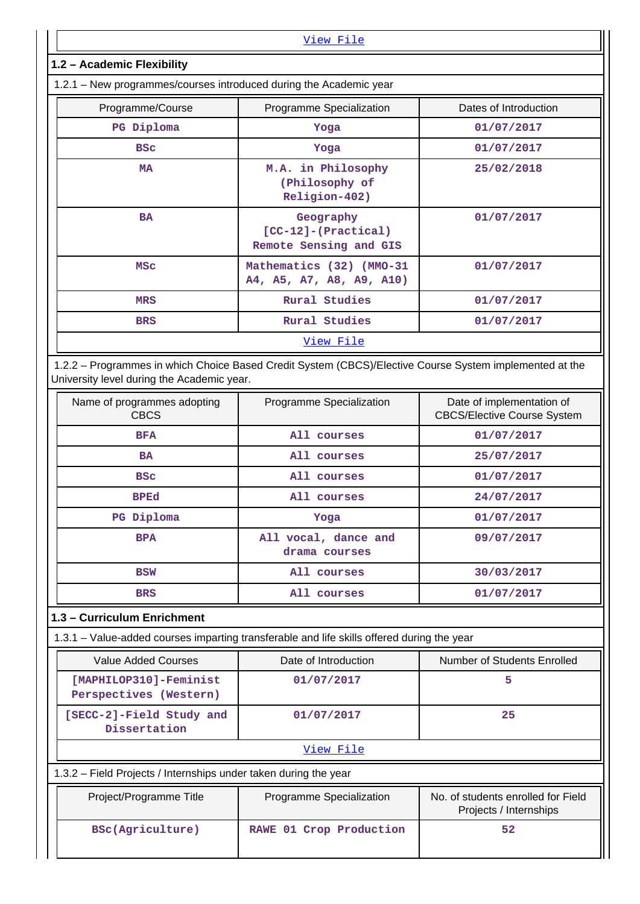View File

### 1.2 – Academic Flexibility

1.2.1 – New programmes/courses introduced during the Academic year

| Programme/Course | Programme Specialization | Dates of Introduction |
|---|---|---|
| PG Diploma | Yoga | 01/07/2017 |
| BSc | Yoga | 01/07/2017 |
| MA | M.A. in Philosophy (Philosophy of Religion-402) | 25/02/2018 |
| BA | Geography [CC-12]-(Practical) Remote Sensing and GIS | 01/07/2017 |
| MSc | Mathematics (32) (MMO-31 A4, A5, A7, A8, A9, A10) | 01/07/2017 |
| MRS | Rural Studies | 01/07/2017 |
| BRS | Rural Studies | 01/07/2017 |

View File

1.2.2 – Programmes in which Choice Based Credit System (CBCS)/Elective Course System implemented at the University level during the Academic year.

| Name of programmes adopting CBCS | Programme Specialization | Date of implementation of CBCS/Elective Course System |
|---|---|---|
| BFA | All courses | 01/07/2017 |
| BA | All courses | 25/07/2017 |
| BSc | All courses | 01/07/2017 |
| BPEd | All courses | 24/07/2017 |
| PG Diploma | Yoga | 01/07/2017 |
| BPA | All vocal, dance and drama courses | 09/07/2017 |
| BSW | All courses | 30/03/2017 |
| BRS | All courses | 01/07/2017 |

### 1.3 – Curriculum Enrichment

1.3.1 – Value-added courses imparting transferable and life skills offered during the year

| Value Added Courses | Date of Introduction | Number of Students Enrolled |
|---|---|---|
| [MAPHILOP310]-Feminist Perspectives (Western) | 01/07/2017 | 5 |
| [SECC-2]-Field Study and Dissertation | 01/07/2017 | 25 |

View File

1.3.2 – Field Projects / Internships under taken during the year

| Project/Programme Title | Programme Specialization | No. of students enrolled for Field Projects / Internships |
|---|---|---|
| BSc(Agriculture) | RAWE 01 Crop Production | 52 |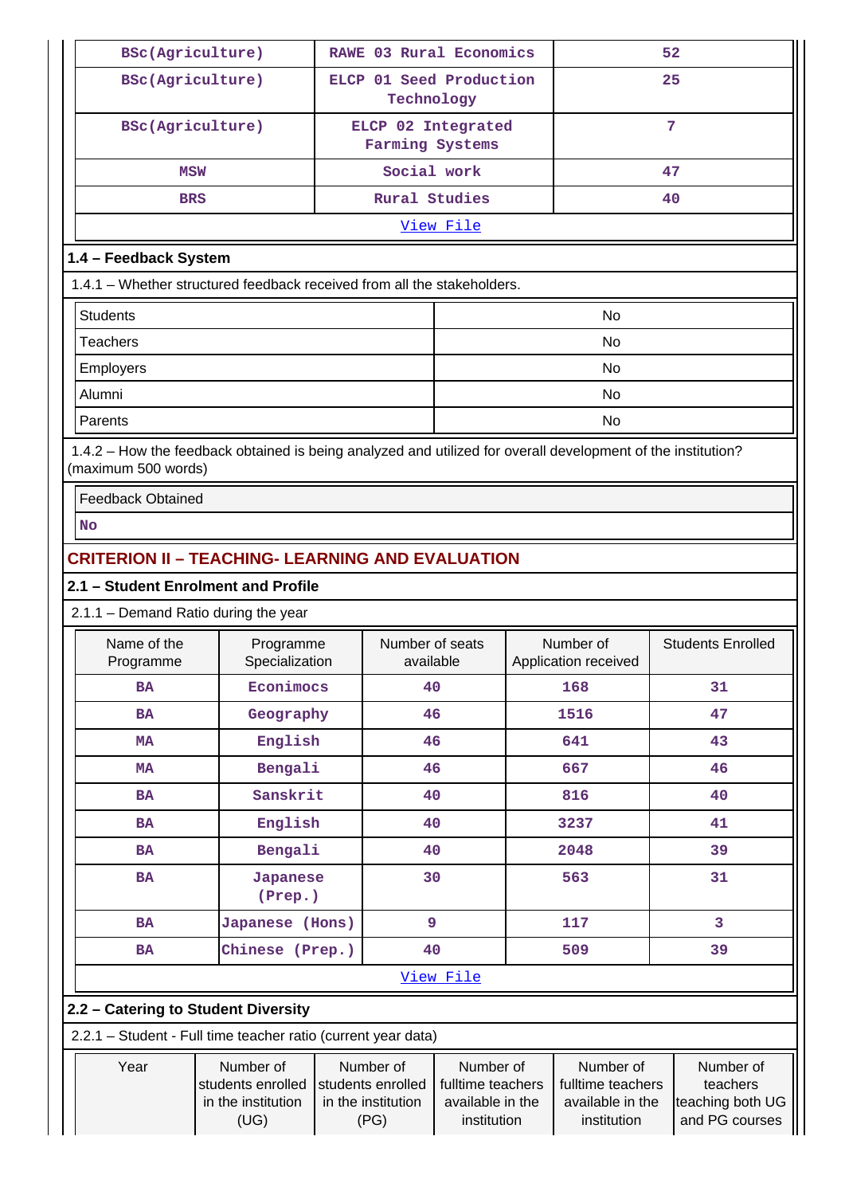| BSc(Agriculture) | RAWE 03 Rural Economics | 52 |
|---|---|---|
| BSc(Agriculture) | ELCP 01 Seed Production Technology | 25 |
| BSc(Agriculture) | ELCP 02 Integrated Farming Systems | 7 |
| MSW | Social work | 47 |
| BRS | Rural Studies | 40 |
| View File | | |

### 1.4 – Feedback System

1.4.1 – Whether structured feedback received from all the stakeholders.

| Students | No |
|---|---|
| Teachers | No |
| Employers | No |
| Alumni | No |
| Parents | No |

1.4.2 – How the feedback obtained is being analyzed and utilized for overall development of the institution? (maximum 500 words)

| Feedback Obtained |
|---|
| No |

## CRITERION II – TEACHING- LEARNING AND EVALUATION

### 2.1 – Student Enrolment and Profile

2.1.1 – Demand Ratio during the year

| Name of the Programme | Programme Specialization | Number of seats available | Number of Application received | Students Enrolled |
|---|---|---|---|---|
| BA | Econimocs | 40 | 168 | 31 |
| BA | Geography | 46 | 1516 | 47 |
| MA | English | 46 | 641 | 43 |
| MA | Bengali | 46 | 667 | 46 |
| BA | Sanskrit | 40 | 816 | 40 |
| BA | English | 40 | 3237 | 41 |
| BA | Bengali | 40 | 2048 | 39 |
| BA | Japanese (Prep.) | 30 | 563 | 31 |
| BA | Japanese (Hons) | 9 | 117 | 3 |
| BA | Chinese (Prep.) | 40 | 509 | 39 |
| View File | | | | |

### 2.2 – Catering to Student Diversity

2.2.1 – Student - Full time teacher ratio (current year data)

| Year | Number of students enrolled in the institution (UG) | Number of students enrolled in the institution (PG) | Number of fulltime teachers available in the institution | Number of fulltime teachers available in the institution | Number of teachers teaching both UG and PG courses |
|---|---|---|---|---|---|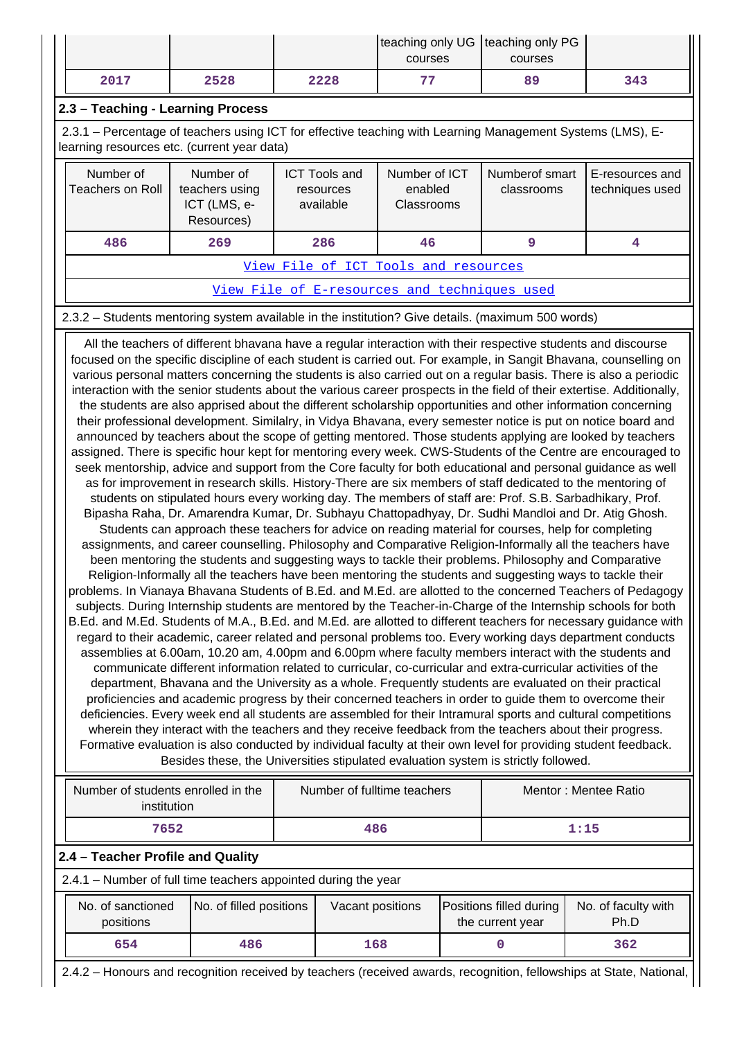| | | | teaching only UG courses | teaching only PG courses | |
|---|---|---|---|---|---|
| 2017 | 2528 | 2228 | 77 | 89 | 343 |

## 2.3 – Teaching - Learning Process

2.3.1 – Percentage of teachers using ICT for effective teaching with Learning Management Systems (LMS), E-learning resources etc. (current year data)

| Number of Teachers on Roll | Number of teachers using ICT (LMS, e-Resources) | ICT Tools and resources available | Number of ICT enabled Classrooms | Numberof smart classrooms | E-resources and techniques used |
|---|---|---|---|---|---|
| 486 | 269 | 286 | 46 | 9 | 4 |

View File of ICT Tools and resources

View File of E-resources and techniques used

2.3.2 – Students mentoring system available in the institution? Give details. (maximum 500 words)

All the teachers of different bhavana have a regular interaction with their respective students and discourse focused on the specific discipline of each student is carried out. For example, in Sangit Bhavana, counselling on various personal matters concerning the students is also carried out on a regular basis. There is also a periodic interaction with the senior students about the various career prospects in the field of their extertise. Additionally, the students are also apprised about the different scholarship opportunities and other information concerning their professional development. Similaly, in Vidya Bhavana, every semester notice is put on notice board and announced by teachers about the scope of getting mentored. Those students applying are looked by teachers assigned. There is specific hour kept for mentoring every week. CWS-Students of the Centre are encouraged to seek mentorship, advice and support from the Core faculty for both educational and personal guidance as well as for improvement in research skills. History-There are six members of staff dedicated to the mentoring of students on stipulated hours every working day. The members of staff are: Prof. S.B. Sarbadhikary, Prof. Bipasha Raha, Dr. Amarendra Kumar, Dr. Subhayu Chattopadhyay, Dr. Sudhi Mandloi and Dr. Atig Ghosh. Students can approach these teachers for advice on reading material for courses, help for completing assignments, and career counselling. Philosophy and Comparative Religion-Informally all the teachers have been mentoring the students and suggesting ways to tackle their problems. Philosophy and Comparative Religion-Informally all the teachers have been mentoring the students and suggesting ways to tackle their problems. In Vianaya Bhavana Students of B.Ed. and M.Ed. are allotted to the concerned Teachers of Pedagogy subjects. During Internship students are mentored by the Teacher-in-Charge of the Internship schools for both B.Ed. and M.Ed. Students of M.A., B.Ed. and M.Ed. are allotted to different teachers for necessary guidance with regard to their academic, career related and personal problems too. Every working days department conducts assemblies at 6.00am, 10.20 am, 4.00pm and 6.00pm where faculty members interact with the students and communicate different information related to curricular, co-curricular and extra-curricular activities of the department, Bhavana and the University as a whole. Frequently students are evaluated on their practical proficiencies and academic progress by their concerned teachers in order to guide them to overcome their deficiencies. Every week end all students are assembled for their Intramural sports and cultural competitions wherein they interact with the teachers and they receive feedback from the teachers about their progress. Formative evaluation is also conducted by individual faculty at their own level for providing student feedback. Besides these, the Universities stipulated evaluation system is strictly followed.

| Number of students enrolled in the institution | Number of fulltime teachers | Mentor : Mentee Ratio |
|---|---|---|
| 7652 | 486 | 1:15 |

## 2.4 – Teacher Profile and Quality

2.4.1 – Number of full time teachers appointed during the year

| No. of sanctioned positions | No. of filled positions | Vacant positions | Positions filled during the current year | No. of faculty with Ph.D |
|---|---|---|---|---|
| 654 | 486 | 168 | 0 | 362 |

2.4.2 – Honours and recognition received by teachers (received awards, recognition, fellowships at State, National,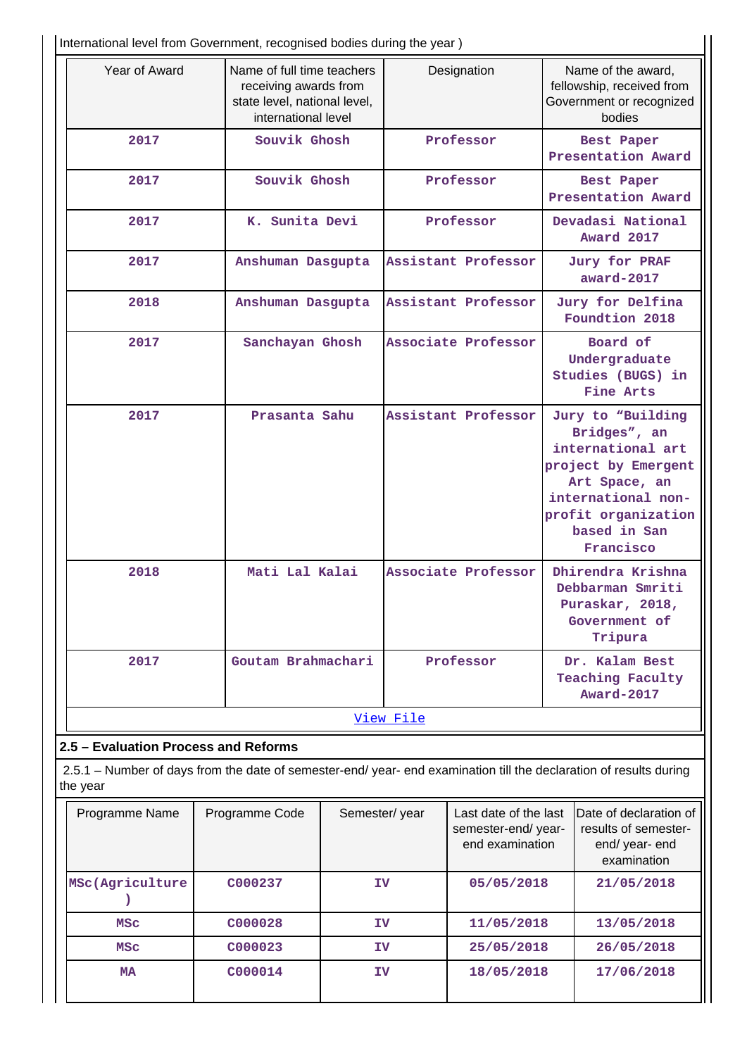International level from Government, recognised bodies during the year )

| Year of Award | Name of full time teachers receiving awards from state level, national level, international level | Designation | Name of the award, fellowship, received from Government or recognized bodies |
|---|---|---|---|
| 2017 | Souvik Ghosh | Professor | Best Paper Presentation Award |
| 2017 | Souvik Ghosh | Professor | Best Paper Presentation Award |
| 2017 | K. Sunita Devi | Professor | Devadasi National Award 2017 |
| 2017 | Anshuman Dasgupta | Assistant Professor | Jury for PRAF award-2017 |
| 2018 | Anshuman Dasgupta | Assistant Professor | Jury for Delfina Foundtion 2018 |
| 2017 | Sanchayan Ghosh | Associate Professor | Board of Undergraduate Studies (BUGS) in Fine Arts |
| 2017 | Prasanta Sahu | Assistant Professor | Jury to “Building Bridges”, an international art project by Emergent Art Space, an international non-profit organization based in San Francisco |
| 2018 | Mati Lal Kalai | Associate Professor | Dhirendra Krishna Debbarman Smriti Puraskar, 2018, Government of Tripura |
| 2017 | Goutam Brahmachari | Professor | Dr. Kalam Best Teaching Faculty Award-2017 |
| View File | | | |

## 2.5 – Evaluation Process and Reforms

2.5.1 – Number of days from the date of semester-end/ year- end examination till the declaration of results during the year

| Programme Name | Programme Code | Semester/ year | Last date of the last semester-end/ year- end examination | Date of declaration of results of semester- end/ year- end examination |
|---|---|---|---|---|
| MSc(Agriculture) | C000237 | IV | 05/05/2018 | 21/05/2018 |
| MSc | C000028 | IV | 11/05/2018 | 13/05/2018 |
| MSc | C000023 | IV | 25/05/2018 | 26/05/2018 |
| MA | C000014 | IV | 18/05/2018 | 17/06/2018 |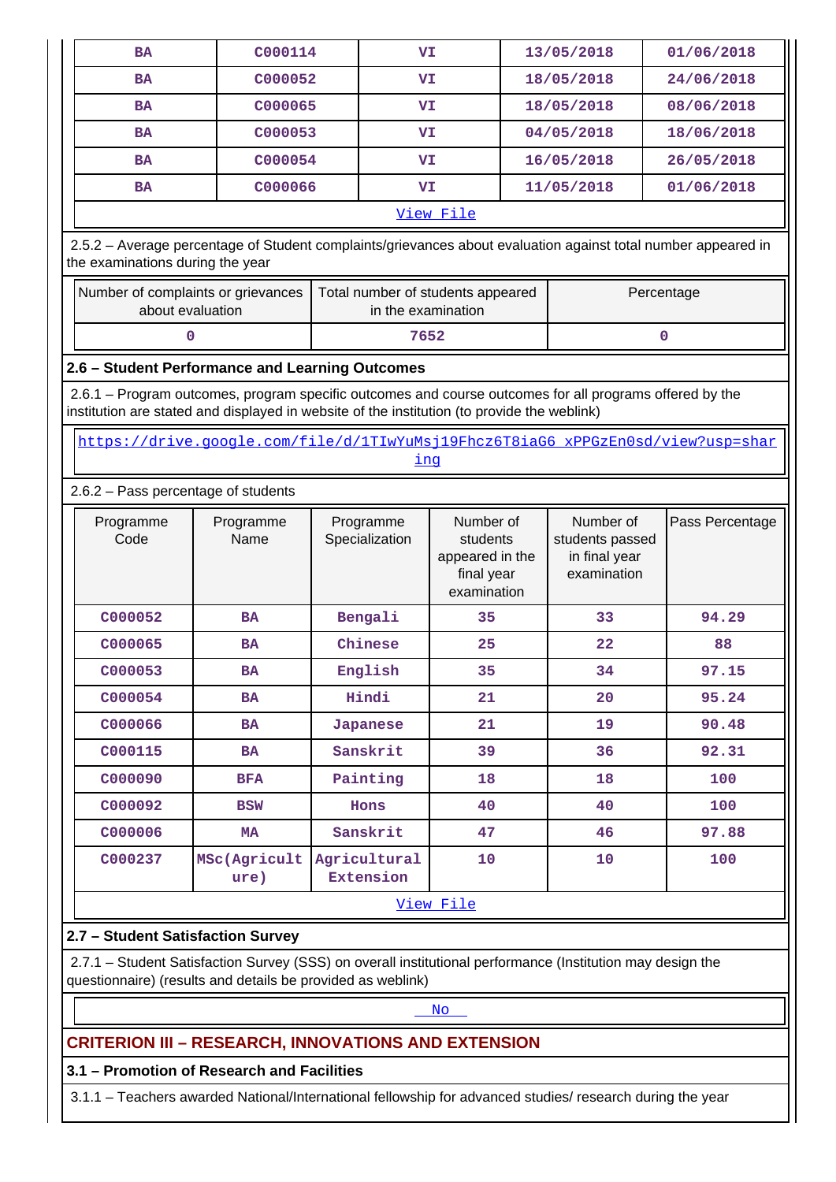| BA | C000114 | VI | 13/05/2018 | 01/06/2018 |
|---|---|---|---|---|
| BA | C000052 | VI | 18/05/2018 | 24/06/2018 |
| BA | C000065 | VI | 18/05/2018 | 08/06/2018 |
| BA | C000053 | VI | 04/05/2018 | 18/06/2018 |
| BA | C000054 | VI | 16/05/2018 | 26/05/2018 |
| BA | C000066 | VI | 11/05/2018 | 01/06/2018 |

View File

2.5.2 – Average percentage of Student complaints/grievances about evaluation against total number appeared in the examinations during the year

| Number of complaints or grievances about evaluation | Total number of students appeared in the examination | Percentage |
|---|---|---|
| 0 | 7652 | 0 |

### 2.6 – Student Performance and Learning Outcomes

2.6.1 – Program outcomes, program specific outcomes and course outcomes for all programs offered by the institution are stated and displayed in website of the institution (to provide the weblink)

https://drive.google.com/file/d/1TIwYuMsj19Fhcz6T8iaG6_xPPGzEn0sd/view?usp=sharing

2.6.2 – Pass percentage of students

| Programme Code | Programme Name | Programme Specialization | Number of students appeared in the final year examination | Number of students passed in final year examination | Pass Percentage |
|---|---|---|---|---|---|
| C000052 | BA | Bengali | 35 | 33 | 94.29 |
| C000065 | BA | Chinese | 25 | 22 | 88 |
| C000053 | BA | English | 35 | 34 | 97.15 |
| C000054 | BA | Hindi | 21 | 20 | 95.24 |
| C000066 | BA | Japanese | 21 | 19 | 90.48 |
| C000115 | BA | Sanskrit | 39 | 36 | 92.31 |
| C000090 | BFA | Painting | 18 | 18 | 100 |
| C000092 | BSW | Hons | 40 | 40 | 100 |
| C000006 | MA | Sanskrit | 47 | 46 | 97.88 |
| C000237 | MSc(Agriculture) | Agricultural Extension | 10 | 10 | 100 |

View File

### 2.7 – Student Satisfaction Survey

2.7.1 – Student Satisfaction Survey (SSS) on overall institutional performance (Institution may design the questionnaire) (results and details be provided as weblink)

No

## CRITERION III – RESEARCH, INNOVATIONS AND EXTENSION

### 3.1 – Promotion of Research and Facilities

3.1.1 – Teachers awarded National/International fellowship for advanced studies/ research during the year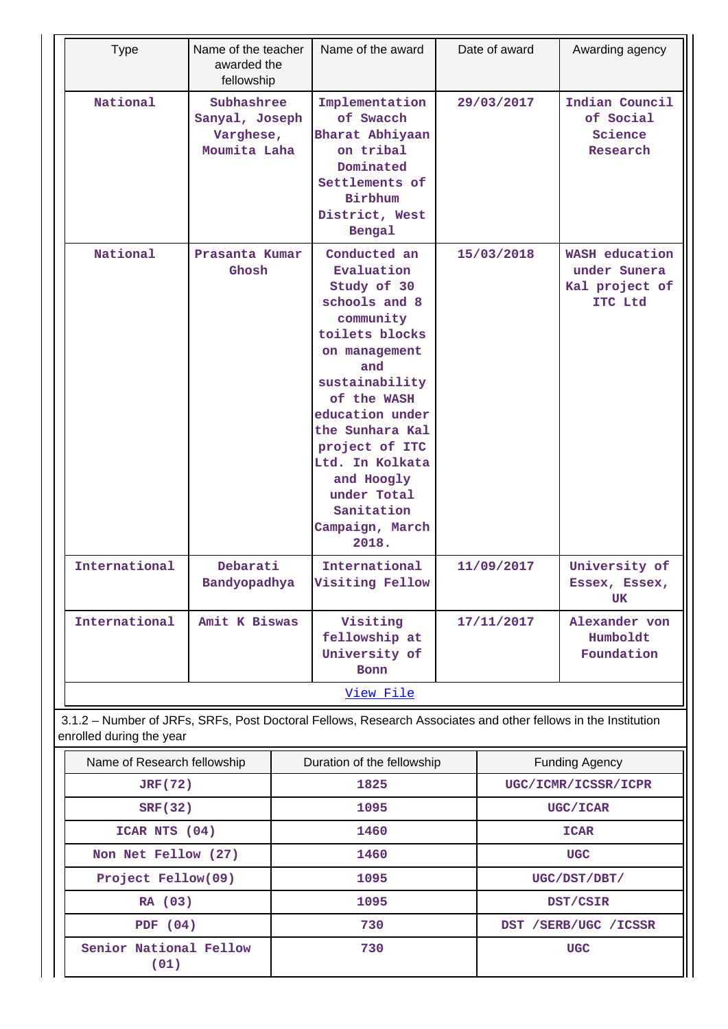| Type | Name of the teacher awarded the fellowship | Name of the award | Date of award | Awarding agency |
|---|---|---|---|---|
| National | Subhashree Sanyal, Joseph Varghese, Moumita Laha | Implementation of Swacch Bharat Abhiyaan on tribal Dominated Settlements of Birbhum District, West Bengal | 29/03/2017 | Indian Council of Social Science Research |
| National | Prasanta Kumar Ghosh | Conducted an Evaluation Study of 30 schools and 8 community toilets blocks on management and sustainability of the WASH education under the Sunhara Kal project of ITC Ltd. In Kolkata and Hoogly under Total Sanitation Campaign, March 2018. | 15/03/2018 | WASH education under Sunera Kal project of ITC Ltd |
| International | Debarati Bandyopadhya | International Visiting Fellow | 11/09/2017 | University of Essex, Essex, UK |
| International | Amit K Biswas | Visiting fellowship at University of Bonn | 17/11/2017 | Alexander von Humboldt Foundation |

View File

3.1.2 – Number of JRFs, SRFs, Post Doctoral Fellows, Research Associates and other fellows in the Institution enrolled during the year

| Name of Research fellowship | Duration of the fellowship | Funding Agency |
|---|---|---|
| JRF(72) | 1825 | UGC/ICMR/ICSSR/ICPR |
| SRF(32) | 1095 | UGC/ICAR |
| ICAR NTS (04) | 1460 | ICAR |
| Non Net Fellow (27) | 1460 | UGC |
| Project Fellow(09) | 1095 | UGC/DST/DBT/ |
| RA (03) | 1095 | DST/CSIR |
| PDF (04) | 730 | DST /SERB/UGC /ICSSR |
| Senior National Fellow (01) | 730 | UGC |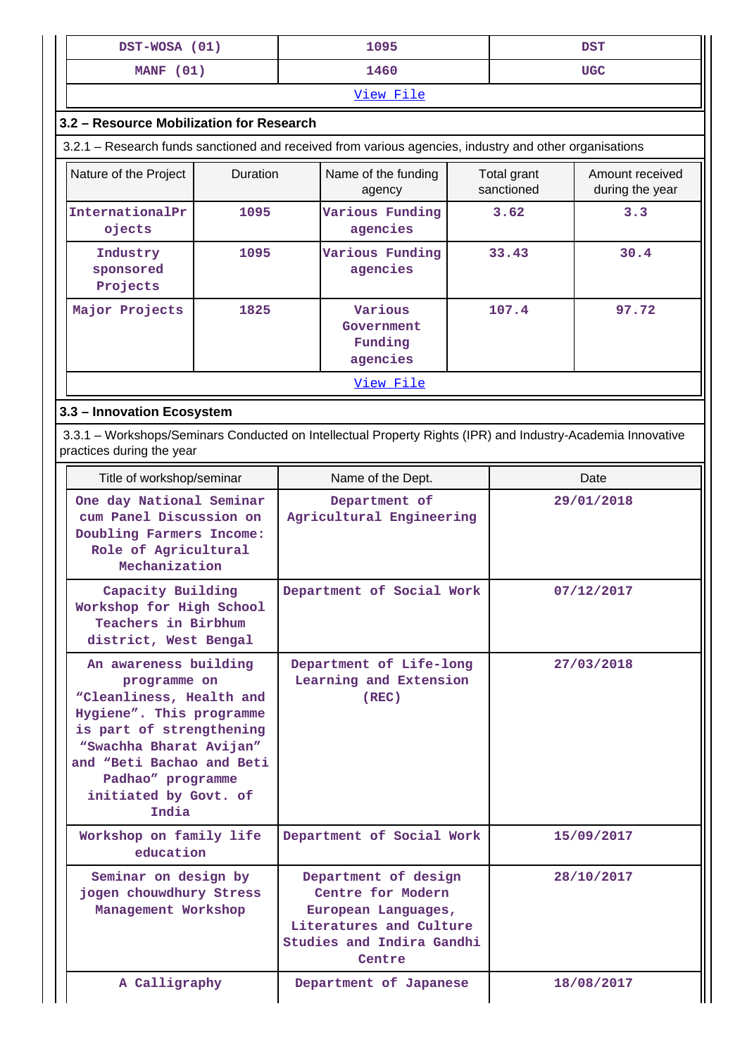| DST-WOSA (01) | 1095 | DST |
|---|---|---|
| MANF (01) | 1460 | UGC |
| View File | | |

## 3.2 – Resource Mobilization for Research

3.2.1 – Research funds sanctioned and received from various agencies, industry and other organisations

| Nature of the Project | Duration | Name of the funding agency | Total grant sanctioned | Amount received during the year |
|---|---|---|---|---|
| InternationalProjects | 1095 | Various Funding agencies | 3.62 | 3.3 |
| Industry sponsored Projects | 1095 | Various Funding agencies | 33.43 | 30.4 |
| Major Projects | 1825 | Various Government Funding agencies | 107.4 | 97.72 |
| View File | | | | |

## 3.3 – Innovation Ecosystem

3.3.1 – Workshops/Seminars Conducted on Intellectual Property Rights (IPR) and Industry-Academia Innovative practices during the year

| Title of workshop/seminar | Name of the Dept. | Date |
|---|---|---|
| One day National Seminar cum Panel Discussion on Doubling Farmers Income: Role of Agricultural Mechanization | Department of Agricultural Engineering | 29/01/2018 |
| Capacity Building Workshop for High School Teachers in Birbhum district, West Bengal | Department of Social Work | 07/12/2017 |
| An awareness building programme on “Cleanliness, Health and Hygiene”. This programme is part of strengthening “Swachha Bharat Avijan” and “Beti Bachao and Beti Padhao” programme initiated by Govt. of India | Department of Life-long Learning and Extension (REC) | 27/03/2018 |
| Workshop on family life education | Department of Social Work | 15/09/2017 |
| Seminar on design by jogen chouwdhury Stress Management Workshop | Department of design Centre for Modern European Languages, Literatures and Culture Studies and Indira Gandhi Centre | 28/10/2017 |
| A Calligraphy | Department of Japanese | 18/08/2017 |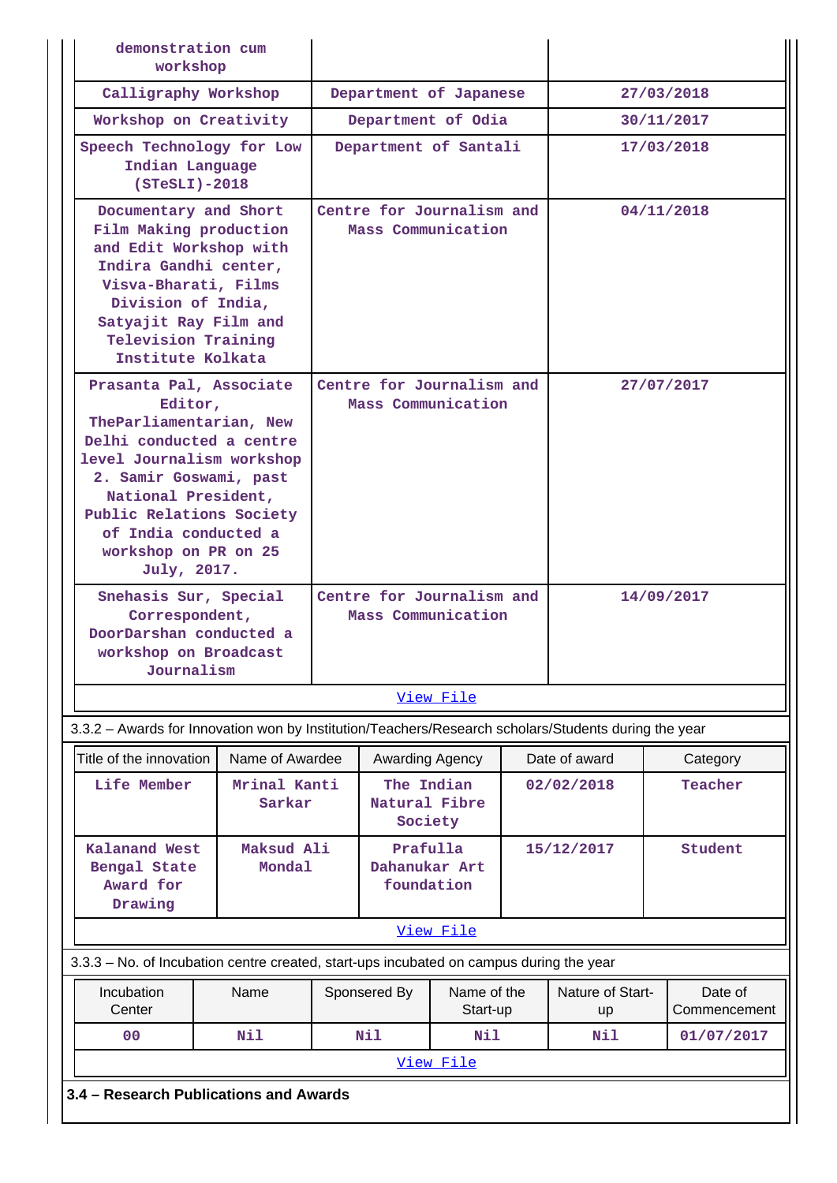| | | |
|---|---|---|
| demonstration cum workshop | | |
| Calligraphy Workshop | Department of Japanese | 27/03/2018 |
| Workshop on Creativity | Department of Odia | 30/11/2017 |
| Speech Technology for Low Indian Language (STeSLI)-2018 | Department of Santali | 17/03/2018 |
| Documentary and Short Film Making production and Edit Workshop with Indira Gandhi center, Visva-Bharati, Films Division of India, Satyajit Ray Film and Television Training Institute Kolkata | Centre for Journalism and Mass Communication | 04/11/2018 |
| Prasanta Pal, Associate Editor, TheParliamentarian, New Delhi conducted a centre level Journalism workshop 2. Samir Goswami, past National President, Public Relations Society of India conducted a workshop on PR on 25 July, 2017. | Centre for Journalism and Mass Communication | 27/07/2017 |
| Snehasis Sur, Special Correspondent, DoorDarshan conducted a workshop on Broadcast Journalism | Centre for Journalism and Mass Communication | 14/09/2017 |

View File

3.3.2 – Awards for Innovation won by Institution/Teachers/Research scholars/Students during the year

| Title of the innovation | Name of Awardee | Awarding Agency | Date of award | Category |
|---|---|---|---|---|
| Life Member | Mrinal Kanti Sarkar | The Indian Natural Fibre Society | 02/02/2018 | Teacher |
| Kalanand West Bengal State Award for Drawing | Maksud Ali Mondal | Prafulla Dahanukar Art foundation | 15/12/2017 | Student |

View File

3.3.3 – No. of Incubation centre created, start-ups incubated on campus during the year

| Incubation Center | Name | Sponsered By | Name of the Start-up | Nature of Start-up | Date of Commencement |
|---|---|---|---|---|---|
| 00 | Nil | Nil | Nil | Nil | 01/07/2017 |

View File

**3.4 – Research Publications and Awards**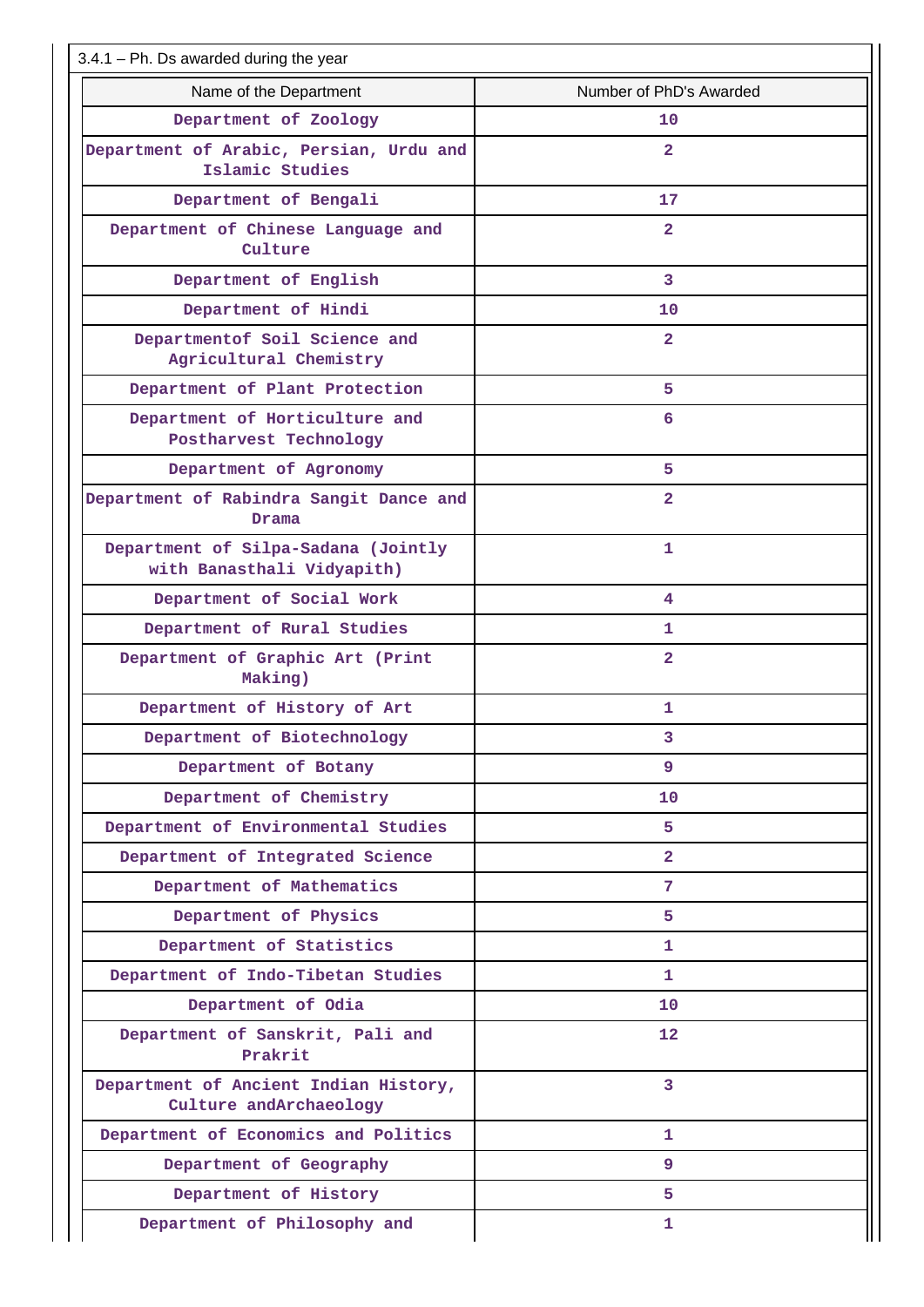3.4.1 – Ph. Ds awarded during the year

| Name of the Department | Number of PhD's Awarded |
| --- | --- |
| Department of Zoology | 10 |
| Department of Arabic, Persian, Urdu and Islamic Studies | 2 |
| Department of Bengali | 17 |
| Department of Chinese Language and Culture | 2 |
| Department of English | 3 |
| Department of Hindi | 10 |
| Departmentof Soil Science and Agricultural Chemistry | 2 |
| Department of Plant Protection | 5 |
| Department of Horticulture and Postharvest Technology | 6 |
| Department of Agronomy | 5 |
| Department of Rabindra Sangit Dance and Drama | 2 |
| Department of Silpa-Sadana (Jointly with Banasthali Vidyapith) | 1 |
| Department of Social Work | 4 |
| Department of Rural Studies | 1 |
| Department of Graphic Art (Print Making) | 2 |
| Department of History of Art | 1 |
| Department of Biotechnology | 3 |
| Department of Botany | 9 |
| Department of Chemistry | 10 |
| Department of Environmental Studies | 5 |
| Department of Integrated Science | 2 |
| Department of Mathematics | 7 |
| Department of Physics | 5 |
| Department of Statistics | 1 |
| Department of Indo-Tibetan Studies | 1 |
| Department of Odia | 10 |
| Department of Sanskrit, Pali and Prakrit | 12 |
| Department of Ancient Indian History, Culture andArchaeology | 3 |
| Department of Economics and Politics | 1 |
| Department of Geography | 9 |
| Department of History | 5 |
| Department of Philosophy and | 1 |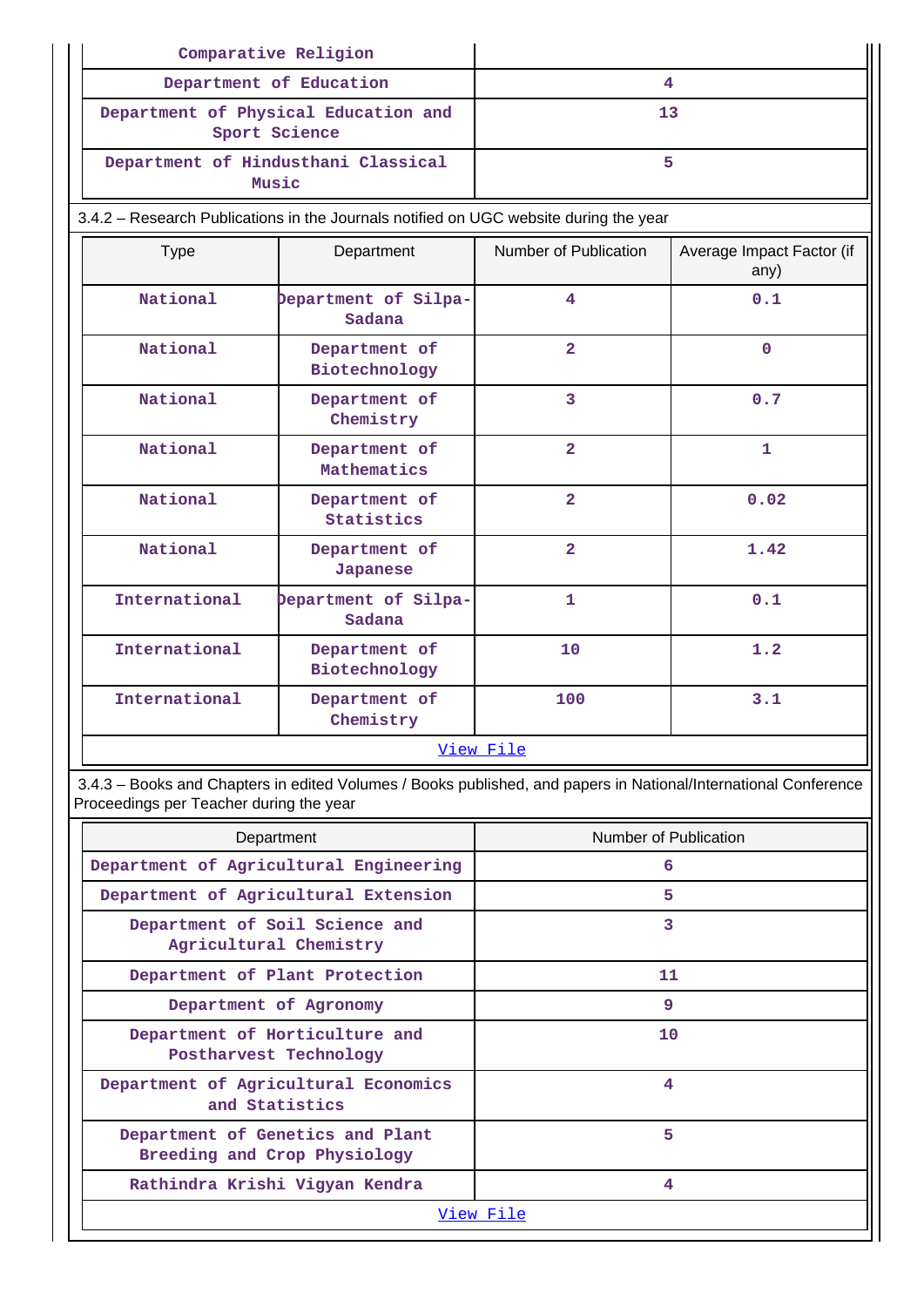| | |
|---|---|
| Comparative Religion | |
| Department of Education | 4 |
| Department of Physical Education and Sport Science | 13 |
| Department of Hindusthani Classical Music | 5 |

3.4.2 – Research Publications in the Journals notified on UGC website during the year

| Type | Department | Number of Publication | Average Impact Factor (if any) |
|---|---|---|---|
| National | Department of Silpa-Sadana | 4 | 0.1 |
| National | Department of Biotechnology | 2 | 0 |
| National | Department of Chemistry | 3 | 0.7 |
| National | Department of Mathematics | 2 | 1 |
| National | Department of Statistics | 2 | 0.02 |
| National | Department of Japanese | 2 | 1.42 |
| International | Department of Silpa-Sadana | 1 | 0.1 |
| International | Department of Biotechnology | 10 | 1.2 |
| International | Department of Chemistry | 100 | 3.1 |

View File

3.4.3 – Books and Chapters in edited Volumes / Books published, and papers in National/International Conference Proceedings per Teacher during the year

| Department | Number of Publication |
|---|---|
| Department of Agricultural Engineering | 6 |
| Department of Agricultural Extension | 5 |
| Department of Soil Science and Agricultural Chemistry | 3 |
| Department of Plant Protection | 11 |
| Department of Agronomy | 9 |
| Department of Horticulture and Postharvest Technology | 10 |
| Department of Agricultural Economics and Statistics | 4 |
| Department of Genetics and Plant Breeding and Crop Physiology | 5 |
| Rathindra Krishi Vigyan Kendra | 4 |

View File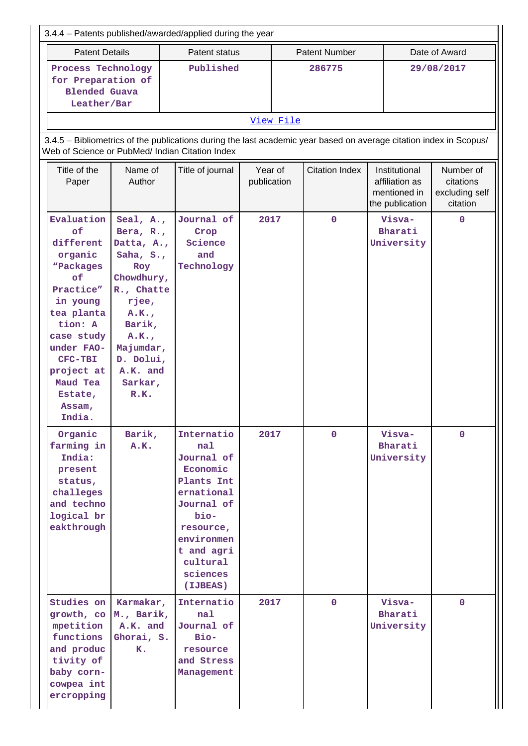3.4.4 – Patents published/awarded/applied during the year

| Patent Details | Patent status | Patent Number | Date of Award |
|---|---|---|---|
| Process Technology for Preparation of Blended Guava Leather/Bar | Published | 286775 | 29/08/2017 |

View File

3.4.5 – Bibliometrics of the publications during the last academic year based on average citation index in Scopus/ Web of Science or PubMed/ Indian Citation Index

| Title of the Paper | Name of Author | Title of journal | Year of publication | Citation Index | Institutional affiliation as mentioned in the publication | Number of citations excluding self citation |
|---|---|---|---|---|---|---|
| Evaluation of different organic "Packages of Practice" in young tea plantation: A case study under FAO-CFC-TBI project at Maud Tea Estate, Assam, India. | Seal, A., Bera, R., Datta, A., Saha, S., Roy Chowdhury, R., Chatterjee, A.K., Barik, A.K., Majumdar, D. Dolui, A.K. and Sarkar, R.K. | Journal of Crop Science and Technology | 2017 | 0 | Visva-Bharati University | 0 |
| Organic farming in India: present status, challeges and technological breakthrough | Barik, A.K. | International Journal of Economic Plants International Journal of bio-resource, environment and agricultural sciences (IJBEAS) | 2017 | 0 | Visva-Bharati University | 0 |
| Studies on growth, competition functions and productivity of baby corn-cowpea intercropping | Karmakar, M., Barik, A.K. and Ghorai, S. K. | International Journal of Bio-resource and Stress Management | 2017 | 0 | Visva-Bharati University | 0 |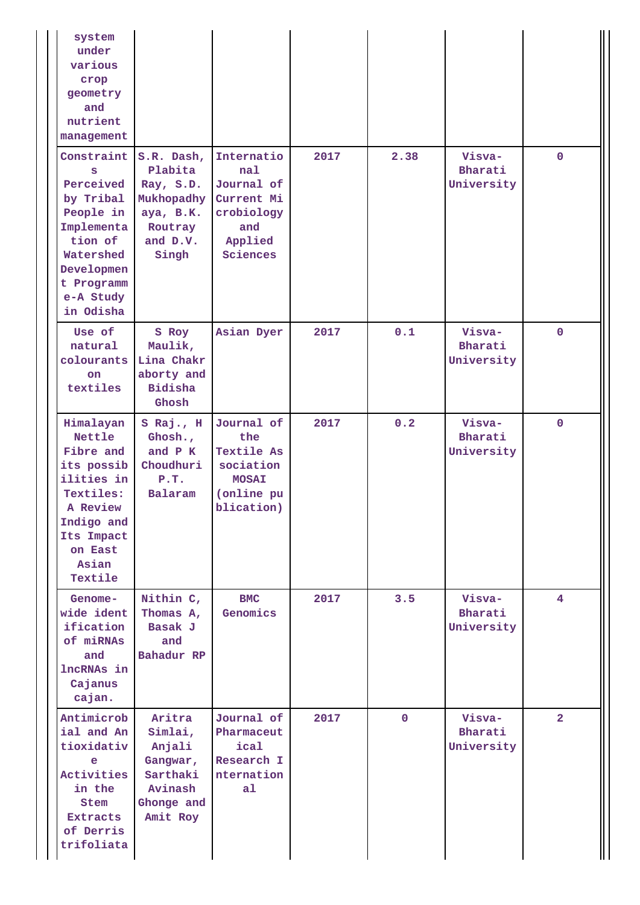| | | | | | | |
|---|---|---|---|---|---|---|
| system under various crop geometry and nutrient management | | | | | | |
| Constraints Perceived by Tribal People in Implementation of Watershed Development Programme-A Study in Odisha | S.R. Dash, Plabita Ray, S.D. Mukhopadhyaya, B.K. Routray and D.V. Singh | International Journal of Current Microbiology and Applied Sciences | 2017 | 2.38 | Visva-Bharati University | 0 |
| Use of natural colourants on textiles | S Roy Maulik, Lina Chakraborty and Bidisha Ghosh | Asian Dyer | 2017 | 0.1 | Visva-Bharati University | 0 |
| Himalayan Nettle Fibre and its possibilities in Textiles: A Review Indigo and Its Impact on East Asian Textile | S Raj., H Ghosh., and P K Choudhuri P.T. Balaram | Journal of the Textile Association MOSAI (online publication) | 2017 | 0.2 | Visva-Bharati University | 0 |
| Genome-wide identification of miRNAs and lncRNAs in Cajanus cajan. | Nithin C, Thomas A, Basak J and Bahadur RP | BMC Genomics | 2017 | 3.5 | Visva-Bharati University | 4 |
| Antimicrobial and Antioxidative Activities in the Stem Extracts of Derris trifoliata | Aritra Simlai, Anjali Gangwar, Sarthaki Avinash Ghonge and Amit Roy | Journal of Pharmaceutical Research International | 2017 | 0 | Visva-Bharati University | 2 |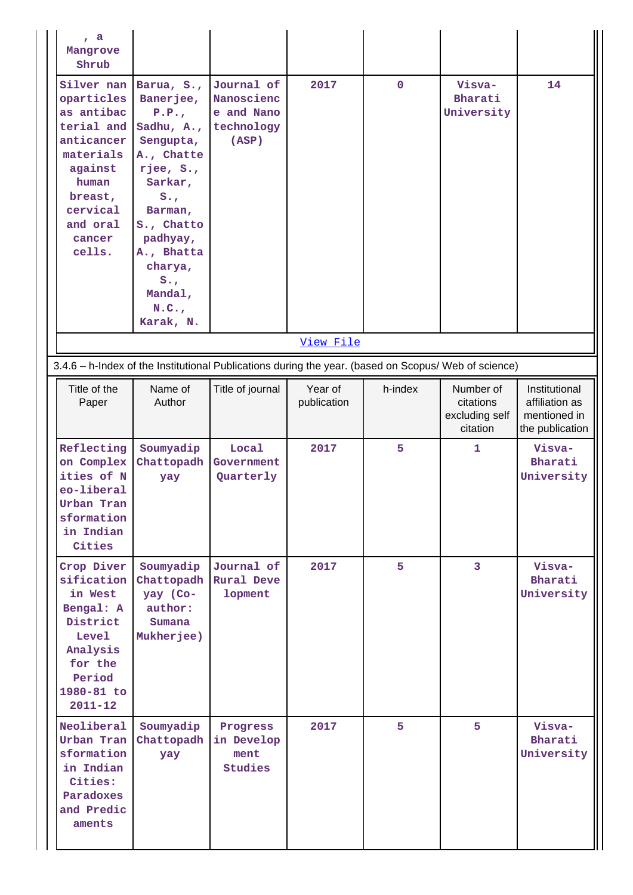| , a Mangrove Shrub | | | | | | |
|---|---|---|---|---|---|---|
| Silver nanoparticles as antibacterial and anticancer materials against human breast, cervical and oral cancer cells. | Barua, S., Banerjee, P.P., Sadhu, A., Sengupta, A., Chatterjee, S., Sarkar, S., Barman, S., Chattopadhyay, A., Bhattacharya, S., Mandal, N.C., Karak, N. | Journal of Nanoscience and Nanotechnology (ASP) | 2017 | 0 | Visva-Bharati University | 14 |

View File

3.4.6 – h-Index of the Institutional Publications during the year. (based on Scopus/ Web of science)

| Title of the Paper | Name of Author | Title of journal | Year of publication | h-index | Number of citations excluding self citation | Institutional affiliation as mentioned in the publication |
|---|---|---|---|---|---|---|
| Reflecting on Complexities of Neo-liberal Urban Transformation in Indian Cities | Soumyadip Chattopadhyay | Local Government Quarterly | 2017 | 5 | 1 | Visva-Bharati University |
| Crop Diversification in West Bengal: A District Level Analysis for the Period 1980-81 to 2011-12 | Soumyadip Chattopadhyay (Co-author: Sumana Mukherjee) | Journal of Rural Development | 2017 | 5 | 3 | Visva-Bharati University |
| Neoliberal Urban Transformation in Indian Cities: Paradoxes and Predicaments | Soumyadip Chattopadhyay | Progress in Development Studies | 2017 | 5 | 5 | Visva-Bharati University |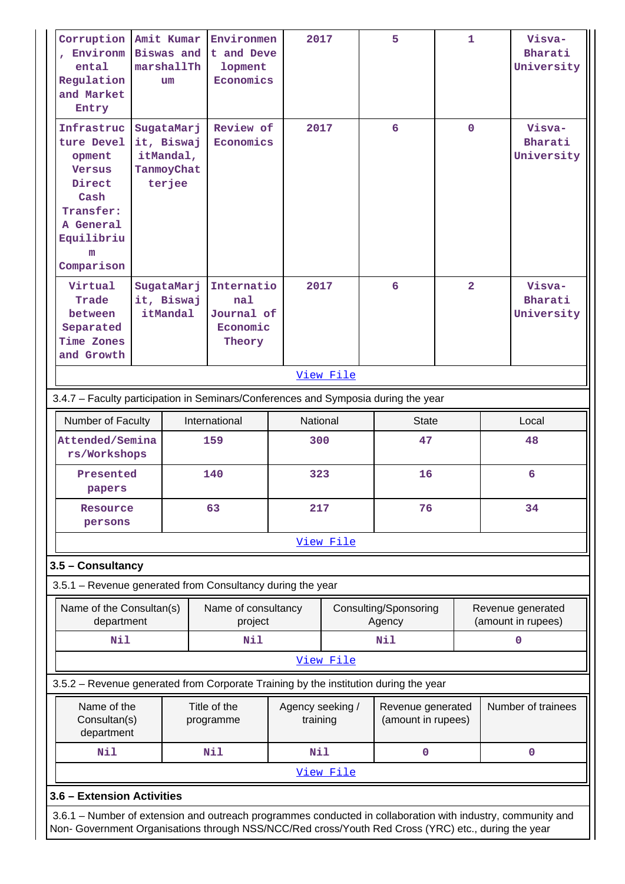| Corruption, Environmental Regulation and Market Entry | Amit Kumar Biswas and marshallThum | Environment and Development Economics | 2017 | 5 | 1 | Visva-Bharati University |
|---|---|---|---|---|---|---|
| Infrastructure Development Versus Direct Cash Transfer: A General Equilibrium Comparison | SugataMarjit, BiswajitMandal, TanmoyChatterjee | Review of Economics | 2017 | 6 | 0 | Visva-Bharati University |
| Virtual Trade between Separated Time Zones and Growth | SugataMarjit, BiswajitMandal | International Journal of Economic Theory | 2017 | 6 | 2 | Visva-Bharati University |

[View File](#)

3.4.7 – Faculty participation in Seminars/Conferences and Symposia during the year

| Number of Faculty | International | National | State | Local |
|---|---|---|---|---|
| Attended/Seminars/Workshops | 159 | 300 | 47 | 48 |
| Presented papers | 140 | 323 | 16 | 6 |
| Resource persons | 63 | 217 | 76 | 34 |

[View File](#)

### 3.5 – Consultancy

3.5.1 – Revenue generated from Consultancy during the year

| Name of the Consultan(s) department | Name of consultancy project | Consulting/Sponsoring Agency | Revenue generated (amount in rupees) |
|---|---|---|---|
| Nil | Nil | Nil | 0 |

[View File](#)

3.5.2 – Revenue generated from Corporate Training by the institution during the year

| Name of the Consultan(s) department | Title of the programme | Agency seeking / training | Revenue generated (amount in rupees) | Number of trainees |
|---|---|---|---|---|
| Nil | Nil | Nil | 0 | 0 |

[View File](#)

### 3.6 – Extension Activities

3.6.1 – Number of extension and outreach programmes conducted in collaboration with industry, community and Non- Government Organisations through NSS/NCC/Red cross/Youth Red Cross (YRC) etc., during the year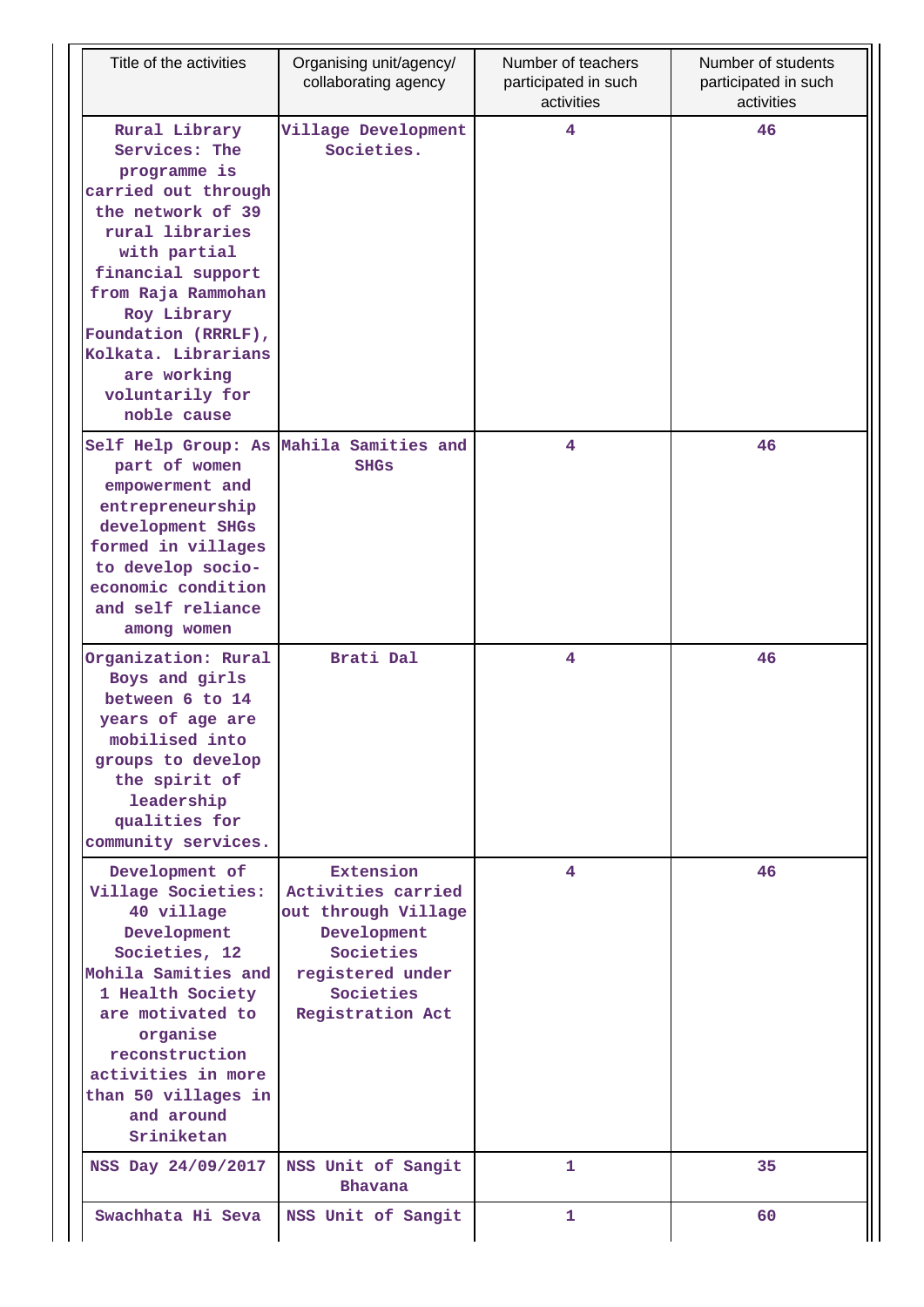| Title of the activities | Organising unit/agency/ collaborating agency | Number of teachers participated in such activities | Number of students participated in such activities |
|---|---|---|---|
| Rural Library Services: The programme is carried out through the network of 39 rural libraries with partial financial support from Raja Rammohan Roy Library Foundation (RRRLF), Kolkata. Librarians are working voluntarily for noble cause | Village Development Societies. | 4 | 46 |
| Self Help Group: As part of women empowerment and entrepreneurship development SHGs formed in villages to develop socio-economic condition and self reliance among women | Mahila Samities and SHGs | 4 | 46 |
| Organization: Rural Boys and girls between 6 to 14 years of age are mobilised into groups to develop the spirit of leadership qualities for community services. | Brati Dal | 4 | 46 |
| Development of Village Societies: 40 village Development Societies, 12 Mohila Samities and 1 Health Society are motivated to organise reconstruction activities in more than 50 villages in and around Sriniketan | Extension Activities carried out through Village Development Societies registered under Societies Registration Act | 4 | 46 |
| NSS Day 24/09/2017 | NSS Unit of Sangit Bhavana | 1 | 35 |
| Swachhata Hi Seva | NSS Unit of Sangit | 1 | 60 |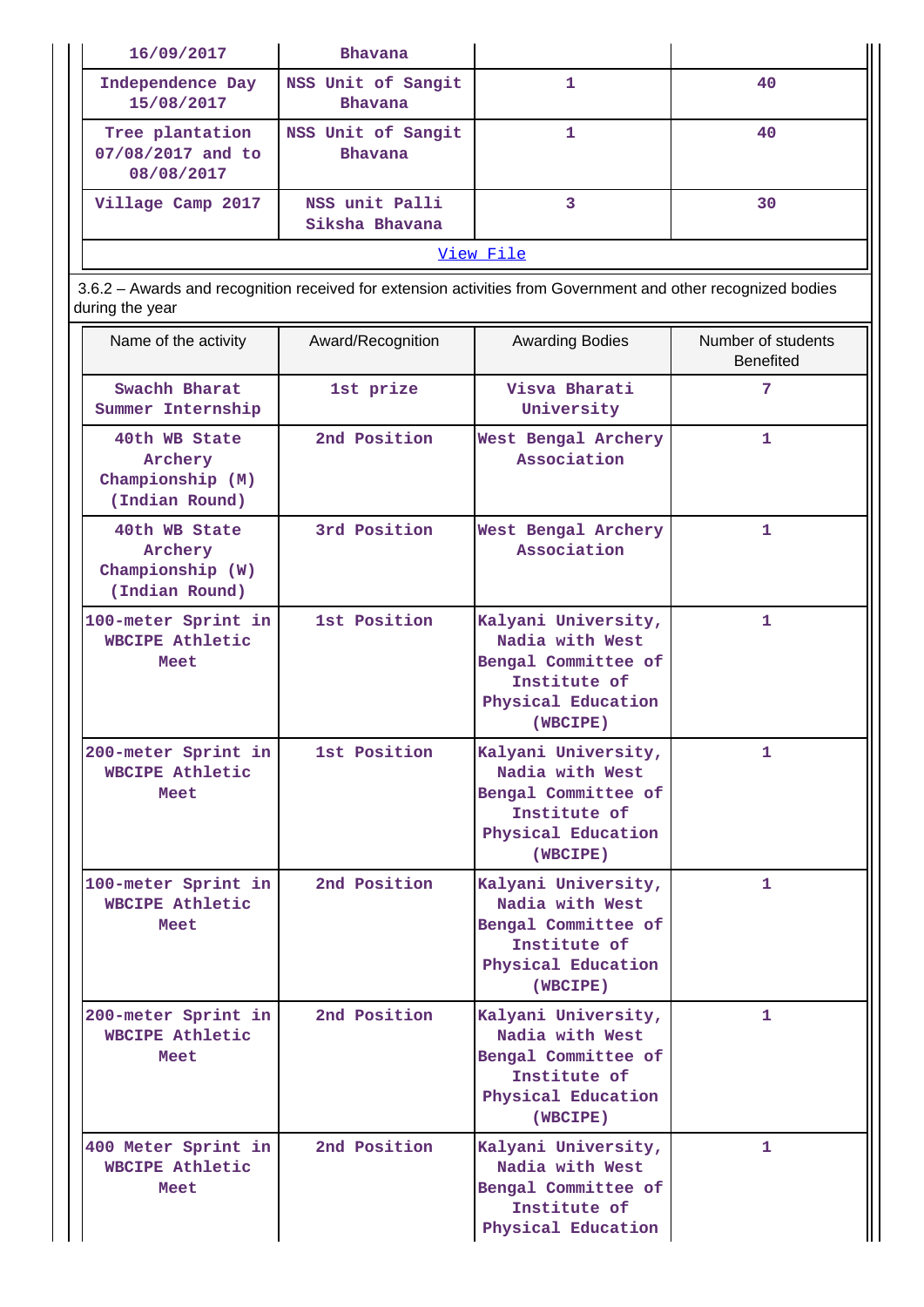| 16/09/2017 | Bhavana | | |
|---|---|---|---|
| Independence Day 15/08/2017 | NSS Unit of Sangit Bhavana | 1 | 40 |
| Tree plantation 07/08/2017 and to 08/08/2017 | NSS Unit of Sangit Bhavana | 1 | 40 |
| Village Camp 2017 | NSS unit Palli Siksha Bhavana | 3 | 30 |
| View File | | | |

3.6.2 – Awards and recognition received for extension activities from Government and other recognized bodies during the year

| Name of the activity | Award/Recognition | Awarding Bodies | Number of students Benefited |
|---|---|---|---|
| Swachh Bharat Summer Internship | 1st prize | Visva Bharati University | 7 |
| 40th WB State Archery Championship (M) (Indian Round) | 2nd Position | West Bengal Archery Association | 1 |
| 40th WB State Archery Championship (W) (Indian Round) | 3rd Position | West Bengal Archery Association | 1 |
| 100-meter Sprint in WBCIPE Athletic Meet | 1st Position | Kalyani University, Nadia with West Bengal Committee of Institute of Physical Education (WBCIPE) | 1 |
| 200-meter Sprint in WBCIPE Athletic Meet | 1st Position | Kalyani University, Nadia with West Bengal Committee of Institute of Physical Education (WBCIPE) | 1 |
| 100-meter Sprint in WBCIPE Athletic Meet | 2nd Position | Kalyani University, Nadia with West Bengal Committee of Institute of Physical Education (WBCIPE) | 1 |
| 200-meter Sprint in WBCIPE Athletic Meet | 2nd Position | Kalyani University, Nadia with West Bengal Committee of Institute of Physical Education (WBCIPE) | 1 |
| 400 Meter Sprint in WBCIPE Athletic Meet | 2nd Position | Kalyani University, Nadia with West Bengal Committee of Institute of Physical Education | 1 |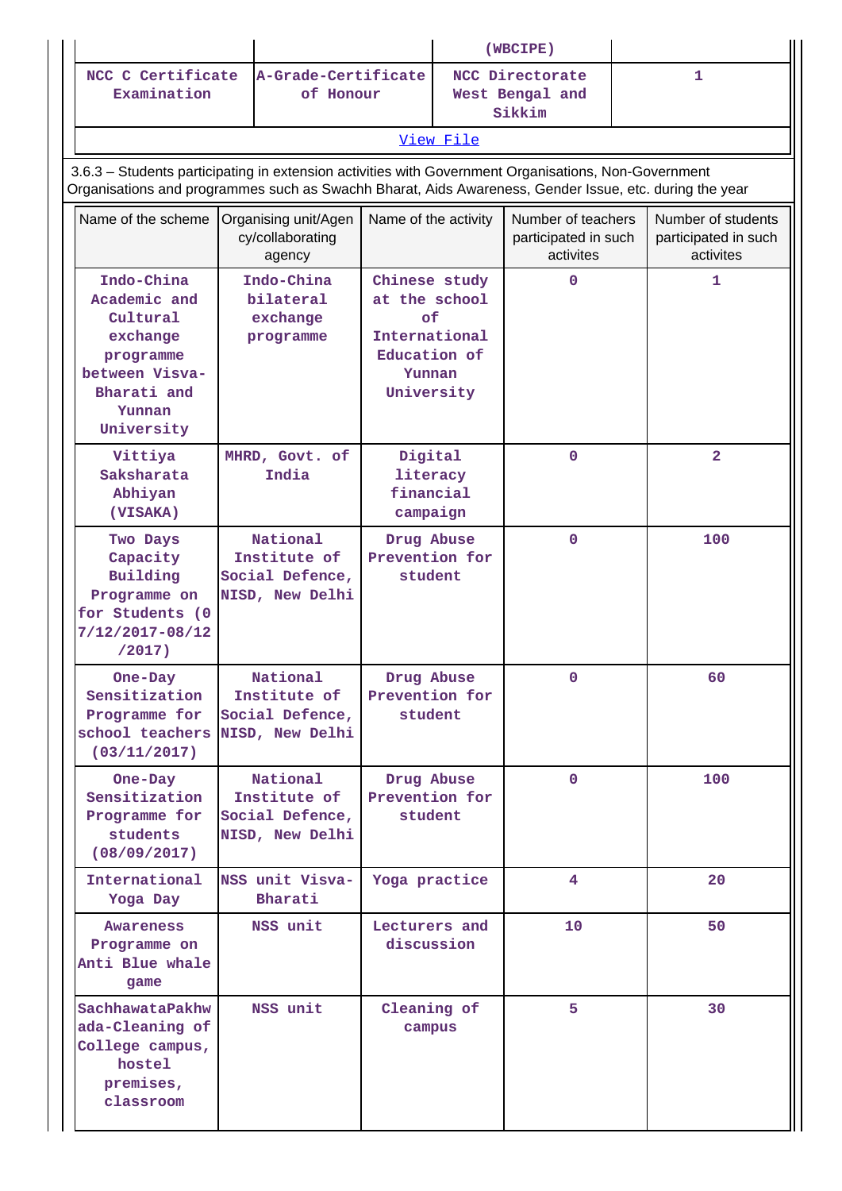|  |  | (WBCIPE) |  |
|---|---|---|---|
| NCC C Certificate Examination | A-Grade-Certificate of Honour | NCC Directorate West Bengal and Sikkim | 1 |

View File

3.6.3 – Students participating in extension activities with Government Organisations, Non-Government Organisations and programmes such as Swachh Bharat, Aids Awareness, Gender Issue, etc. during the year

| Name of the scheme | Organising unit/Agency/collaborating agency | Name of the activity | Number of teachers participated in such activites | Number of students participated in such activites |
|---|---|---|---|---|
| Indo-China Academic and Cultural exchange programme between Visva-Bharati and Yunnan University | Indo-China bilateral exchange programme | Chinese study at the school of International Education of Yunnan University | 0 | 1 |
| Vittiya Saksharata Abhiyan (VISAKA) | MHRD, Govt. of India | Digital literacy financial campaign | 0 | 2 |
| Two Days Capacity Building Programme on for Students (07/12/2017-08/12/2017) | National Institute of Social Defence, NISD, New Delhi | Drug Abuse Prevention for student | 0 | 100 |
| One-Day Sensitization Programme for school teachers (03/11/2017) | National Institute of Social Defence, NISD, New Delhi | Drug Abuse Prevention for student | 0 | 60 |
| One-Day Sensitization Programme for students (08/09/2017) | National Institute of Social Defence, NISD, New Delhi | Drug Abuse Prevention for student | 0 | 100 |
| International Yoga Day | NSS unit Visva-Bharati | Yoga practice | 4 | 20 |
| Awareness Programme on Anti Blue whale game | NSS unit | Lecturers and discussion | 10 | 50 |
| SachhawataPakhwada-Cleaning of College campus, hostel premises, classroom | NSS unit | Cleaning of campus | 5 | 30 |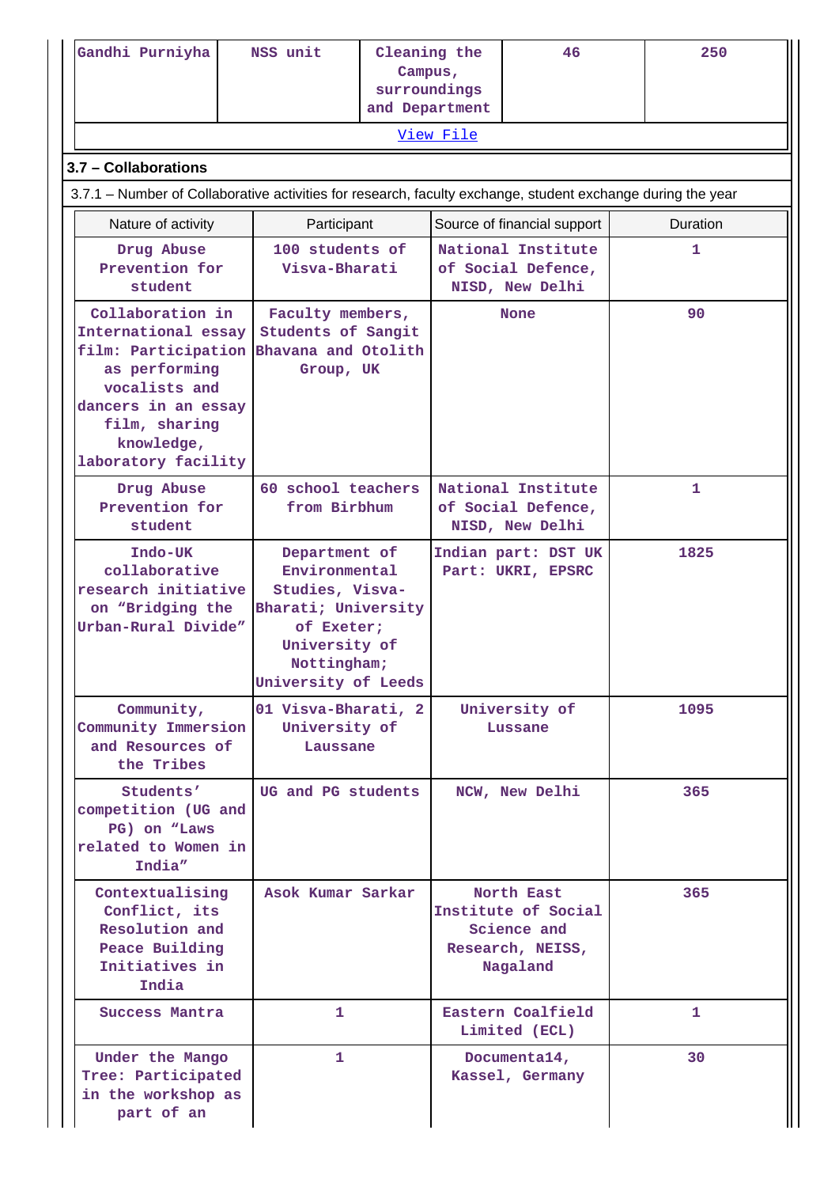| Gandhi Purniyha | NSS unit | Cleaning the Campus, surroundings and Department | 46 | 250 |
|---|---|---|---|---|
| View File | | | | |

### 3.7 – Collaborations

3.7.1 – Number of Collaborative activities for research, faculty exchange, student exchange during the year

| Nature of activity | Participant | Source of financial support | Duration |
|---|---|---|---|
| Drug Abuse Prevention for student | 100 students of Visva-Bharati | National Institute of Social Defence, NISD, New Delhi | 1 |
| Collaboration in International essay film: Participation as performing vocalists and dancers in an essay film, sharing knowledge, laboratory facility | Faculty members, Students of Sangit Bhavana and Otolith Group, UK | None | 90 |
| Drug Abuse Prevention for student | 60 school teachers from Birbhum | National Institute of Social Defence, NISD, New Delhi | 1 |
| Indo-UK collaborative research initiative on "Bridging the Urban-Rural Divide" | Department of Environmental Studies, Visva-Bharati; University of Exeter; University of Nottingham; University of Leeds | Indian part: DST UK Part: UKRI, EPSRC | 1825 |
| Community, Community Immersion and Resources of the Tribes | 01 Visva-Bharati, 2 University of Laussane | University of Lussane | 1095 |
| Students' competition (UG and PG) on "Laws related to Women in India" | UG and PG students | NCW, New Delhi | 365 |
| Contextualising Conflict, its Resolution and Peace Building Initiatives in India | Asok Kumar Sarkar | North East Institute of Social Science and Research, NEISS, Nagaland | 365 |
| Success Mantra | 1 | Eastern Coalfield Limited (ECL) | 1 |
| Under the Mango Tree: Participated in the workshop as part of an | 1 | Documenta14, Kassel, Germany | 30 |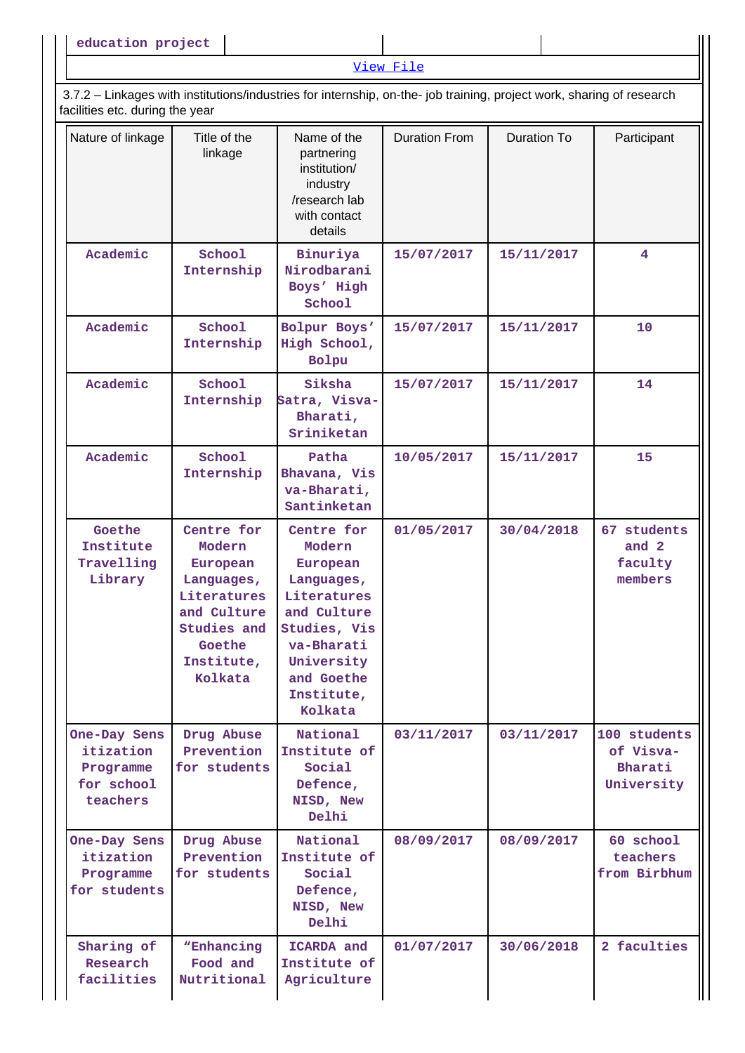| education project | | | |
|---|---|---|---|

[View File](#)

3.7.2 – Linkages with institutions/industries for internship, on-the- job training, project work, sharing of research facilities etc. during the year

| Nature of linkage | Title of the linkage | Name of the partnering institution/ industry /research lab with contact details | Duration From | Duration To | Participant |
|---|---|---|---|---|---|
| Academic | School Internship | Binuriya Nirodbarani Boys' High School | 15/07/2017 | 15/11/2017 | 4 |
| Academic | School Internship | Bolpur Boys' High School, Bolpu | 15/07/2017 | 15/11/2017 | 10 |
| Academic | School Internship | Siksha Satra, Visva-Bharati, Sriniketan | 15/07/2017 | 15/11/2017 | 14 |
| Academic | School Internship | Patha Bhavana, Visva-Bharati, Santinketan | 10/05/2017 | 15/11/2017 | 15 |
| Goethe Institute Travelling Library | Centre for Modern European Languages, Literatures and Culture Studies and Goethe Institute, Kolkata | Centre for Modern European Languages, Literatures and Culture Studies, Visva-Bharati University and Goethe Institute, Kolkata | 01/05/2017 | 30/04/2018 | 67 students and 2 faculty members |
| One-Day Sensitization Programme for school teachers | Drug Abuse Prevention for students | National Institute of Social Defence, NISD, New Delhi | 03/11/2017 | 03/11/2017 | 100 students of Visva-Bharati University |
| One-Day Sensitization Programme for students | Drug Abuse Prevention for students | National Institute of Social Defence, NISD, New Delhi | 08/09/2017 | 08/09/2017 | 60 school teachers from Birbhum |
| Sharing of Research facilities | "Enhancing Food and Nutritional | ICARDA and Institute of Agriculture | 01/07/2017 | 30/06/2018 | 2 faculties |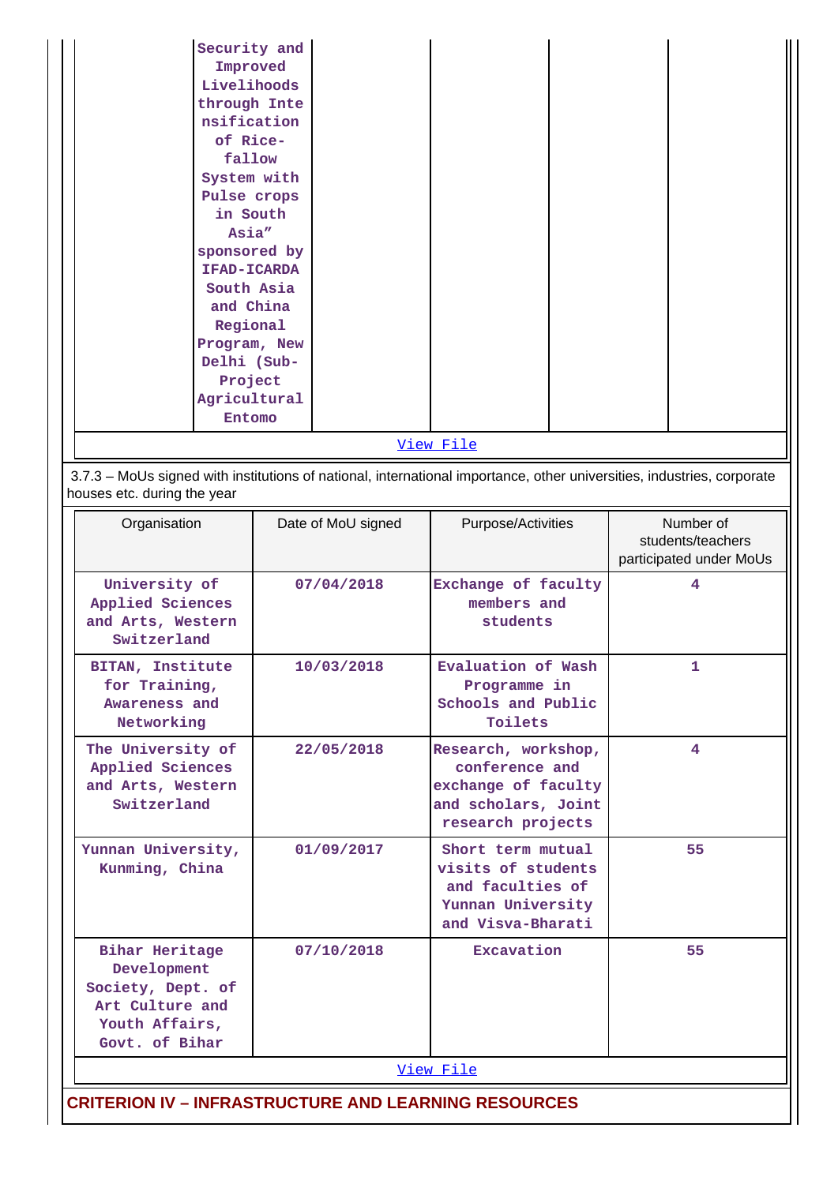| | Security and Improved Livelihoods through Intensification of Rice-fallow System with Pulse crops in South Asia" sponsored by IFAD-ICARDA South Asia and China Regional Program, New Delhi (Sub-Project Agricultural Entomo | | | |
|---|---|---|---|---|

View File

3.7.3 – MoUs signed with institutions of national, international importance, other universities, industries, corporate houses etc. during the year

| Organisation | Date of MoU signed | Purpose/Activities | Number of students/teachers participated under MoUs |
|---|---|---|---|
| University of Applied Sciences and Arts, Western Switzerland | 07/04/2018 | Exchange of faculty members and students | 4 |
| BITAN, Institute for Training, Awareness and Networking | 10/03/2018 | Evaluation of Wash Programme in Schools and Public Toilets | 1 |
| The University of Applied Sciences and Arts, Western Switzerland | 22/05/2018 | Research, workshop, conference and exchange of faculty and scholars, Joint research projects | 4 |
| Yunnan University, Kunming, China | 01/09/2017 | Short term mutual visits of students and faculties of Yunnan University and Visva-Bharati | 55 |
| Bihar Heritage Development Society, Dept. of Art Culture and Youth Affairs, Govt. of Bihar | 07/10/2018 | Excavation | 55 |

View File

## CRITERION IV – INFRASTRUCTURE AND LEARNING RESOURCES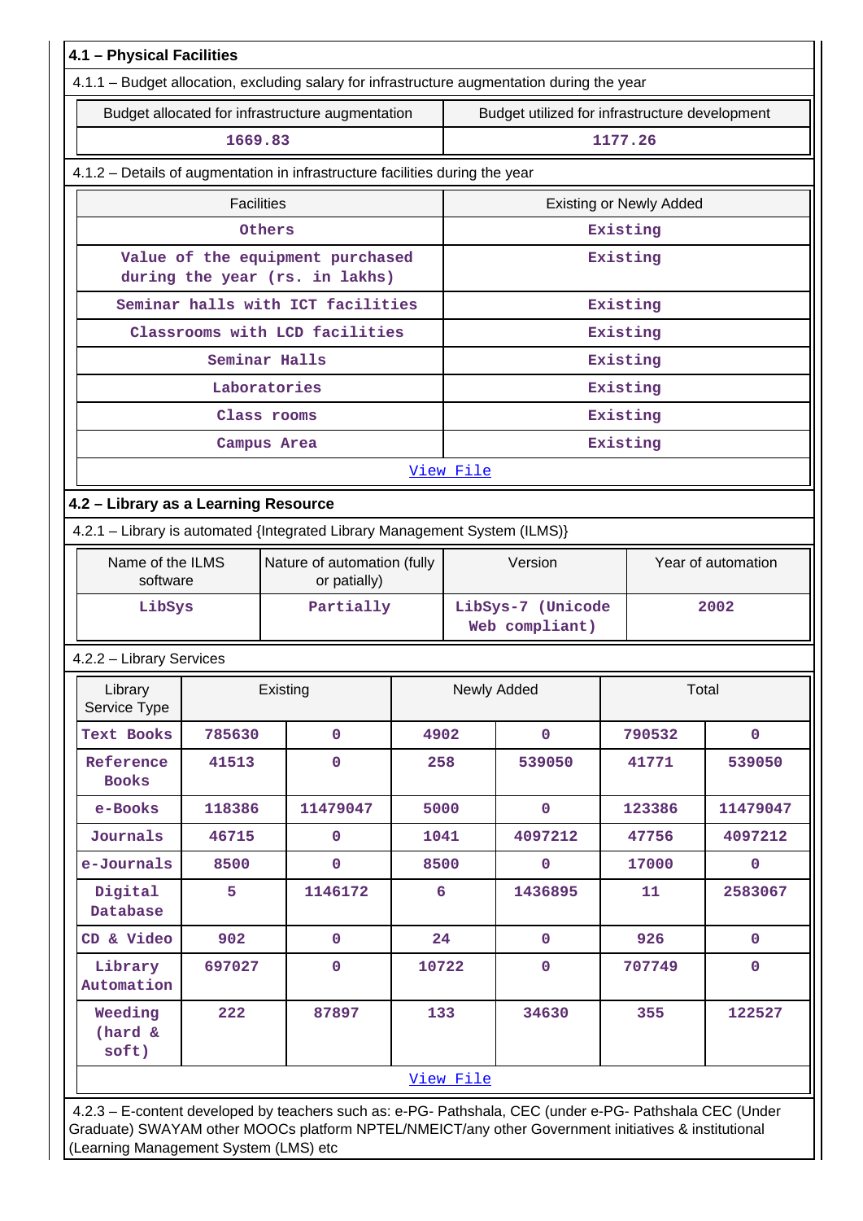### 4.1 – Physical Facilities

4.1.1 – Budget allocation, excluding salary for infrastructure augmentation during the year

| Budget allocated for infrastructure augmentation | Budget utilized for infrastructure development |
|---|---|
| 1669.83 | 1177.26 |

4.1.2 – Details of augmentation in infrastructure facilities during the year

| Facilities | Existing or Newly Added |
|---|---|
| Others | Existing |
| Value of the equipment purchased during the year (rs. in lakhs) | Existing |
| Seminar halls with ICT facilities | Existing |
| Classrooms with LCD facilities | Existing |
| Seminar Halls | Existing |
| Laboratories | Existing |
| Class rooms | Existing |
| Campus Area | Existing |

View File

### 4.2 – Library as a Learning Resource

4.2.1 – Library is automated {Integrated Library Management System (ILMS)}

| Name of the ILMS software | Nature of automation (fully or patially) | Version | Year of automation |
|---|---|---|---|
| LibSys | Partially | LibSys-7 (Unicode Web compliant) | 2002 |

4.2.2 – Library Services

| Library Service Type | Existing | | Newly Added | | Total | |
|---|---|---|---|---|---|---|
| Text Books | 785630 | 0 | 4902 | 0 | 790532 | 0 |
| Reference Books | 41513 | 0 | 258 | 539050 | 41771 | 539050 |
| e-Books | 118386 | 11479047 | 5000 | 0 | 123386 | 11479047 |
| Journals | 46715 | 0 | 1041 | 4097212 | 47756 | 4097212 |
| e-Journals | 8500 | 0 | 8500 | 0 | 17000 | 0 |
| Digital Database | 5 | 1146172 | 6 | 1436895 | 11 | 2583067 |
| CD & Video | 902 | 0 | 24 | 0 | 926 | 0 |
| Library Automation | 697027 | 0 | 10722 | 0 | 707749 | 0 |
| Weeding (hard & soft) | 222 | 87897 | 133 | 34630 | 355 | 122527 |

View File

4.2.3 – E-content developed by teachers such as: e-PG- Pathshala, CEC (under e-PG- Pathshala CEC (Under Graduate) SWAYAM other MOOCs platform NPTEL/NMEICT/any other Government initiatives & institutional (Learning Management System (LMS) etc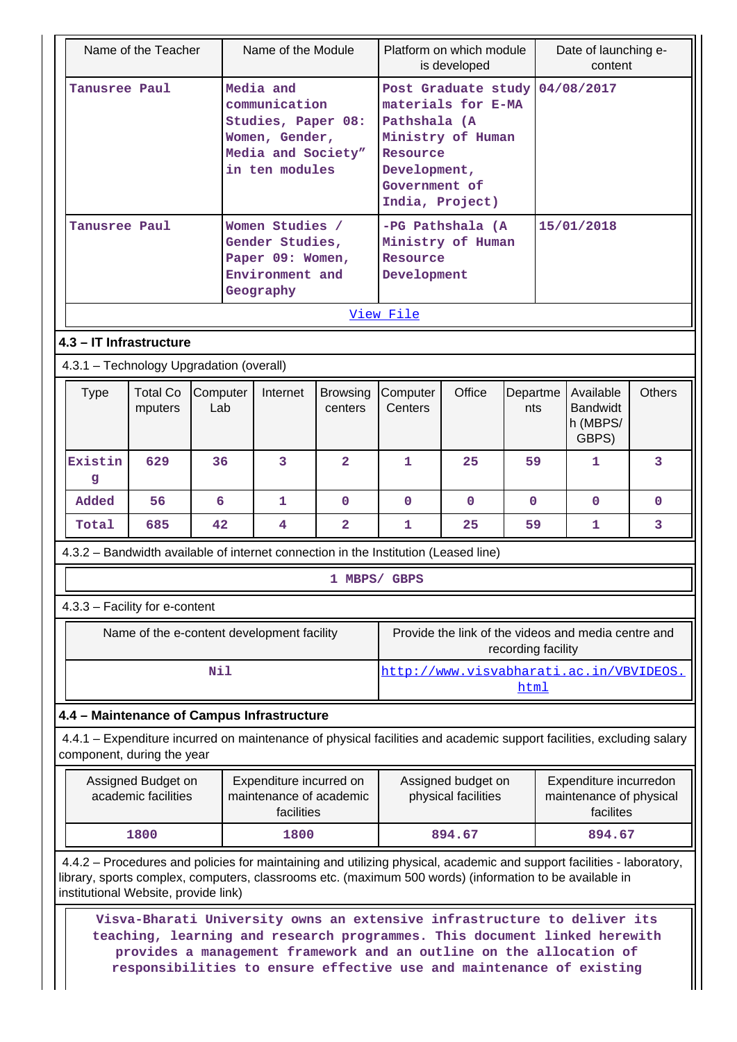| Name of the Teacher | Name of the Module | Platform on which module is developed | Date of launching e-content |
|---|---|---|---|
| Tanusree Paul | Media and communication Studies, Paper 08: Women, Gender, Media and Society" in ten modules | Post Graduate study materials for E-MA Pathshala (A Ministry of Human Resource Development, Government of India, Project) | 04/08/2017 |
| Tanusree Paul | Women Studies / Gender Studies, Paper 09: Women, Environment and Geography | -PG Pathshala (A Ministry of Human Resource Development | 15/01/2018 |

[View File]

### 4.3 – IT Infrastructure

4.3.1 – Technology Upgradation (overall)

| Type | Total Computers | Computer Lab | Internet | Browsing centers | Computer Centers | Office | Departments | Available Bandwidth (MBPS/ GBPS) | Others |
|---|---|---|---|---|---|---|---|---|---|
| Existing | 629 | 36 | 3 | 2 | 1 | 25 | 59 | 1 | 3 |
| Added | 56 | 6 | 1 | 0 | 0 | 0 | 0 | 0 | 0 |
| Total | 685 | 42 | 4 | 2 | 1 | 25 | 59 | 1 | 3 |

4.3.2 – Bandwidth available of internet connection in the Institution (Leased line)

1 MBPS/ GBPS

4.3.3 – Facility for e-content

| Name of the e-content development facility | Provide the link of the videos and media centre and recording facility |
|---|---|
| Nil | http://www.visvabharati.ac.in/VBVIDEOS.html |

### 4.4 – Maintenance of Campus Infrastructure

4.4.1 – Expenditure incurred on maintenance of physical facilities and academic support facilities, excluding salary component, during the year

| Assigned Budget on academic facilities | Expenditure incurred on maintenance of academic facilities | Assigned budget on physical facilities | Expenditure incurredon maintenance of physical facilites |
|---|---|---|---|
| 1800 | 1800 | 894.67 | 894.67 |

4.4.2 – Procedures and policies for maintaining and utilizing physical, academic and support facilities - laboratory, library, sports complex, computers, classrooms etc. (maximum 500 words) (information to be available in institutional Website, provide link)

Visva-Bharati University owns an extensive infrastructure to deliver its teaching, learning and research programmes. This document linked herewith provides a management framework and an outline on the allocation of responsibilities to ensure effective use and maintenance of existing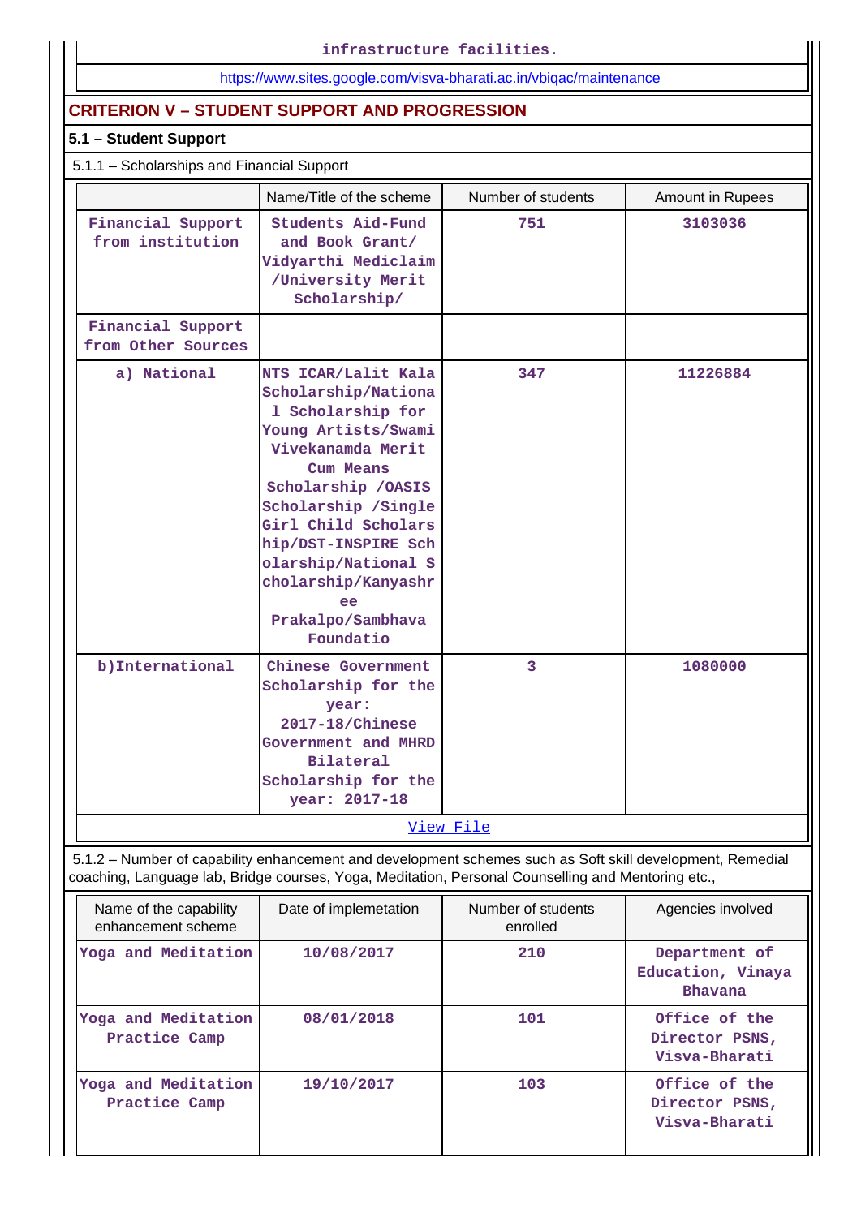infrastructure facilities.

https://www.sites.google.com/visva-bharati.ac.in/vbiqac/maintenance

## CRITERION V – STUDENT SUPPORT AND PROGRESSION

### 5.1 – Student Support

5.1.1 – Scholarships and Financial Support

| | Name/Title of the scheme | Number of students | Amount in Rupees |
|---|---|---|---|
| Financial Support from institution | Students Aid-Fund and Book Grant/ Vidyarthi Mediclaim /University Merit Scholarship/ | 751 | 3103036 |
| Financial Support from Other Sources | | | |
| a) National | NTS ICAR/Lalit Kala Scholarship/National Scholarship for Young Artists/Swami Vivekanamda Merit Cum Means Scholarship /OASIS Scholarship /Single Girl Child Scholarship/DST-INSPIRE Scholarship/National Scholarship/Kanyashree Prakalpo/Sambhava Foundatio | 347 | 11226884 |
| b)International | Chinese Government Scholarship for the year: 2017-18/Chinese Government and MHRD Bilateral Scholarship for the year: 2017-18 | 3 | 1080000 |

View File

5.1.2 – Number of capability enhancement and development schemes such as Soft skill development, Remedial coaching, Language lab, Bridge courses, Yoga, Meditation, Personal Counselling and Mentoring etc.,

| Name of the capability enhancement scheme | Date of implemetation | Number of students enrolled | Agencies involved |
|---|---|---|---|
| Yoga and Meditation | 10/08/2017 | 210 | Department of Education, Vinaya Bhavana |
| Yoga and Meditation Practice Camp | 08/01/2018 | 101 | Office of the Director PSNS, Visva-Bharati |
| Yoga and Meditation Practice Camp | 19/10/2017 | 103 | Office of the Director PSNS, Visva-Bharati |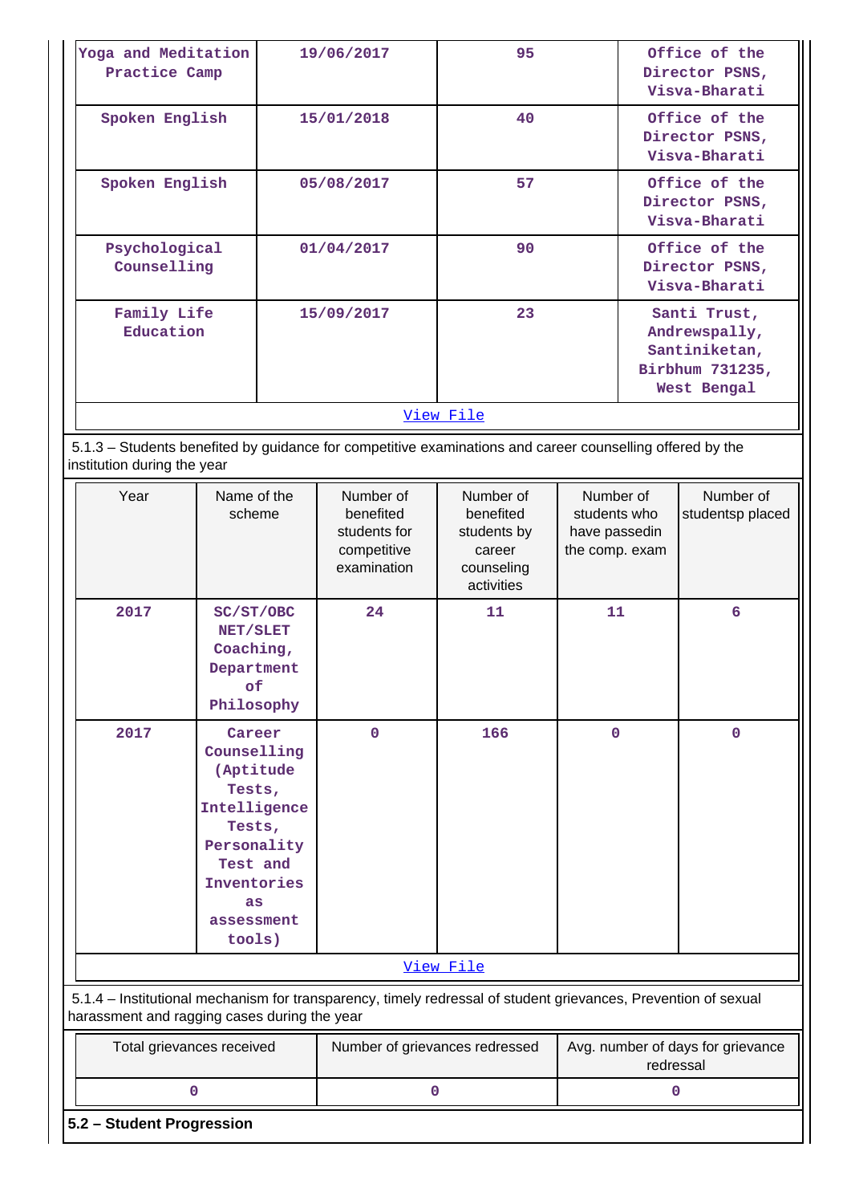| Yoga and Meditation Practice Camp | 19/06/2017 | 95 | Office of the Director PSNS, Visva-Bharati |
|---|---|---|---|
| Spoken English | 15/01/2018 | 40 | Office of the Director PSNS, Visva-Bharati |
| Spoken English | 05/08/2017 | 57 | Office of the Director PSNS, Visva-Bharati |
| Psychological Counselling | 01/04/2017 | 90 | Office of the Director PSNS, Visva-Bharati |
| Family Life Education | 15/09/2017 | 23 | Santi Trust, Andrewspally, Santiniketan, Birbhum 731235, West Bengal |

View File

5.1.3 – Students benefited by guidance for competitive examinations and career counselling offered by the institution during the year

| Year | Name of the scheme | Number of benefited students for competitive examination | Number of benefited students by career counseling activities | Number of students who have passedin the comp. exam | Number of studentsp placed |
|---|---|---|---|---|---|
| 2017 | SC/ST/OBC NET/SLET Coaching, Department of Philosophy | 24 | 11 | 11 | 6 |
| 2017 | Career Counselling (Aptitude Tests, Intelligence Tests, Personality Test and Inventories as assessment tools) | 0 | 166 | 0 | 0 |

View File

5.1.4 – Institutional mechanism for transparency, timely redressal of student grievances, Prevention of sexual harassment and ragging cases during the year

| Total grievances received | Number of grievances redressed | Avg. number of days for grievance redressal |
|---|---|---|
| 0 | 0 | 0 |

**5.2 – Student Progression**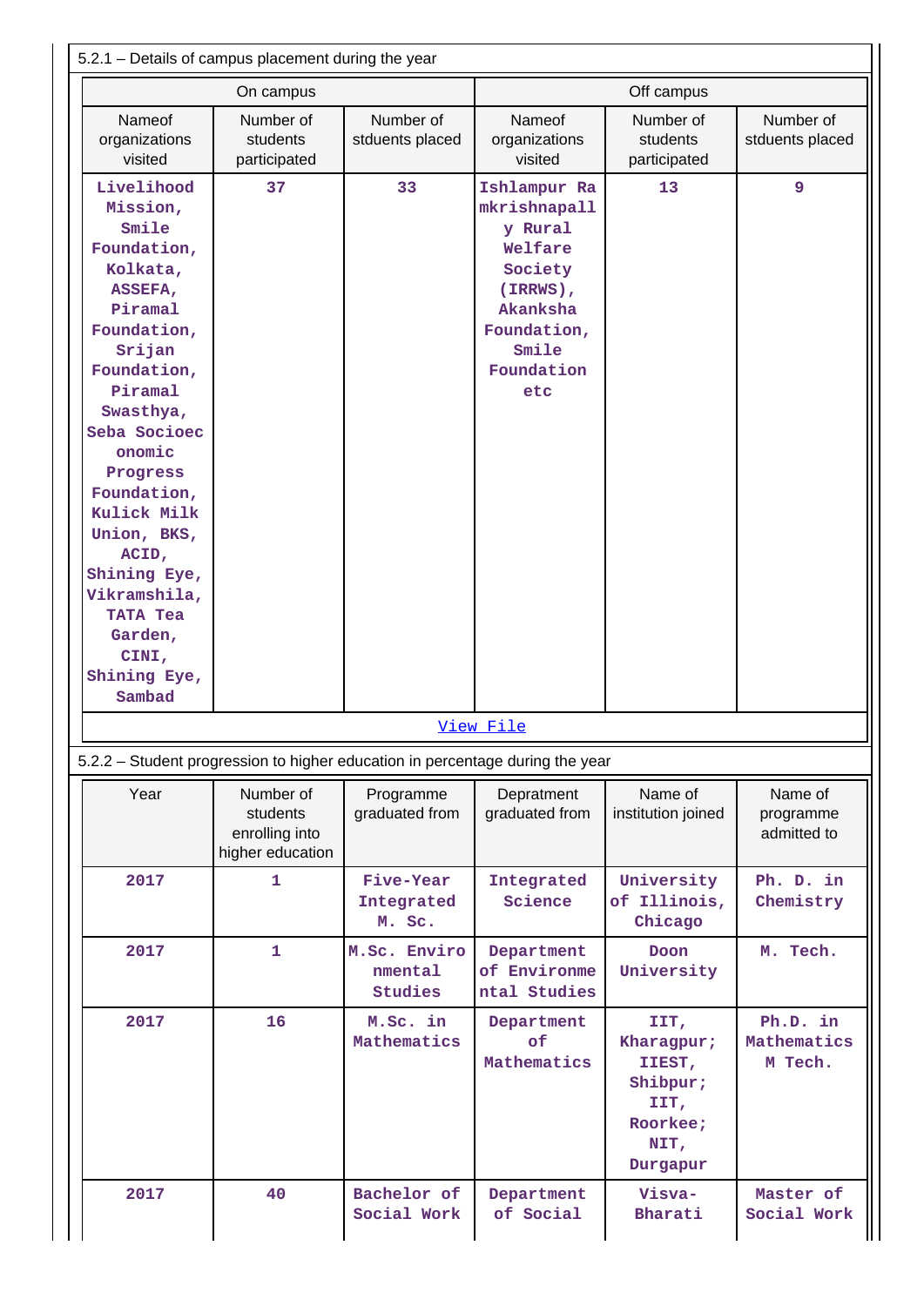5.2.1 – Details of campus placement during the year

| On campus | | | Off campus | | |
|---|---|---|---|---|---|
| Nameof organizations visited | Number of students participated | Number of stduents placed | Nameof organizations visited | Number of students participated | Number of stduents placed |
| Livelihood Mission, Smile Foundation, Kolkata, ASSEFA, Piramal Foundation, Srijan Foundation, Piramal Swasthya, Seba Socioeconomic Progress Foundation, Kulick Milk Union, BKS, ACID, Shining Eye, Vikramshila, TATA Tea Garden, CINI, Shining Eye, Sambad | 37 | 33 | Ishlampur Ramkrishnapally Rural Welfare Society (IRRWS), Akanksha Foundation, Smile Foundation etc | 13 | 9 |

View File

5.2.2 – Student progression to higher education in percentage during the year

| Year | Number of students enrolling into higher education | Programme graduated from | Depratment graduated from | Name of institution joined | Name of programme admitted to |
|---|---|---|---|---|---|
| 2017 | 1 | Five-Year Integrated M. Sc. | Integrated Science | University of Illinois, Chicago | Ph. D. in Chemistry |
| 2017 | 1 | M.Sc. Environmental Studies | Department of Environmental Studies | Doon University | M. Tech. |
| 2017 | 16 | M.Sc. in Mathematics | Department of Mathematics | IIT, Kharagpur; IIEST, Shibpur; IIT, Roorkee; NIT, Durgapur | Ph.D. in Mathematics M Tech. |
| 2017 | 40 | Bachelor of Social Work | Department of Social | Visva-Bharati | Master of Social Work |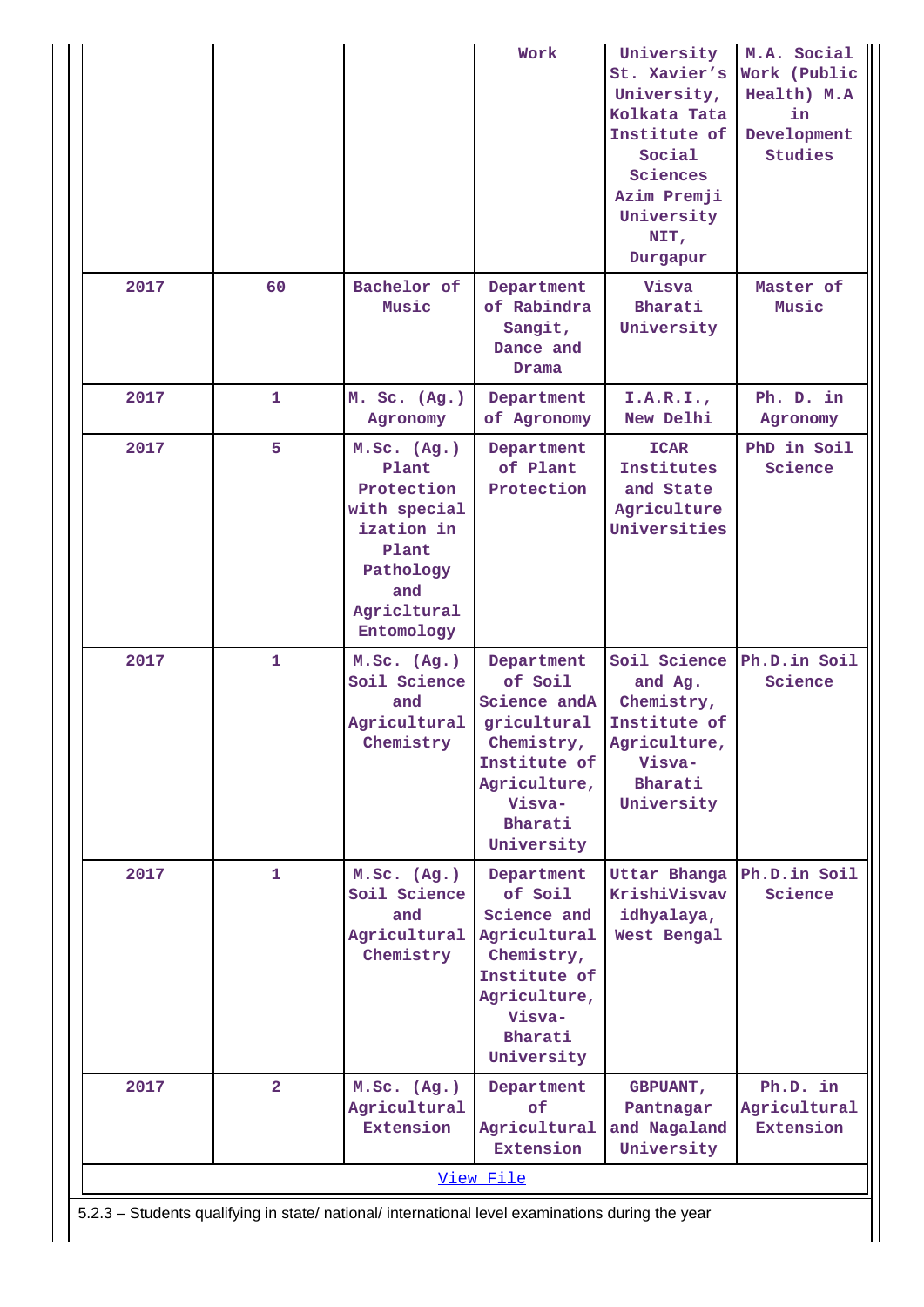|  |  |  | Work | University St. Xavier's University, Kolkata Tata Institute of Social Sciences Azim Premji University NIT, Durgapur | M.A. Social Work (Public Health) M.A in Development Studies |
|---|---|---|---|---|---|
| 2017 | 60 | Bachelor of Music | Department of Rabindra Sangit, Dance and Drama | Visva Bharati University | Master of Music |
| 2017 | 1 | M. Sc. (Ag.) Agronomy | Department of Agronomy | I.A.R.I., New Delhi | Ph. D. in Agronomy |
| 2017 | 5 | M.Sc. (Ag.) Plant Protection with specialization in Plant Pathology and Agricltural Entomology | Department of Plant Protection | ICAR Institutes and State Agriculture Universities | PhD in Soil Science |
| 2017 | 1 | M.Sc. (Ag.) Soil Science and Agricultural Chemistry | Department of Soil Science andAgricultural Chemistry, Institute of Agriculture, Visva-Bharati University | Soil Science and Ag. Chemistry, Institute of Agriculture, Visva-Bharati University | Ph.D.in Soil Science |
| 2017 | 1 | M.Sc. (Ag.) Soil Science and Agricultural Chemistry | Department of Soil Science and Agricultural Chemistry, Institute of Agriculture, Visva-Bharati University | Uttar Bhanga KrishiVisvavidhyalaya, West Bengal | Ph.D.in Soil Science |
| 2017 | 2 | M.Sc. (Ag.) Agricultural Extension | Department of Agricultural Extension | GBPUANT, Pantnagar and Nagaland University | Ph.D. in Agricultural Extension |

View File

5.2.3 – Students qualifying in state/ national/ international level examinations during the year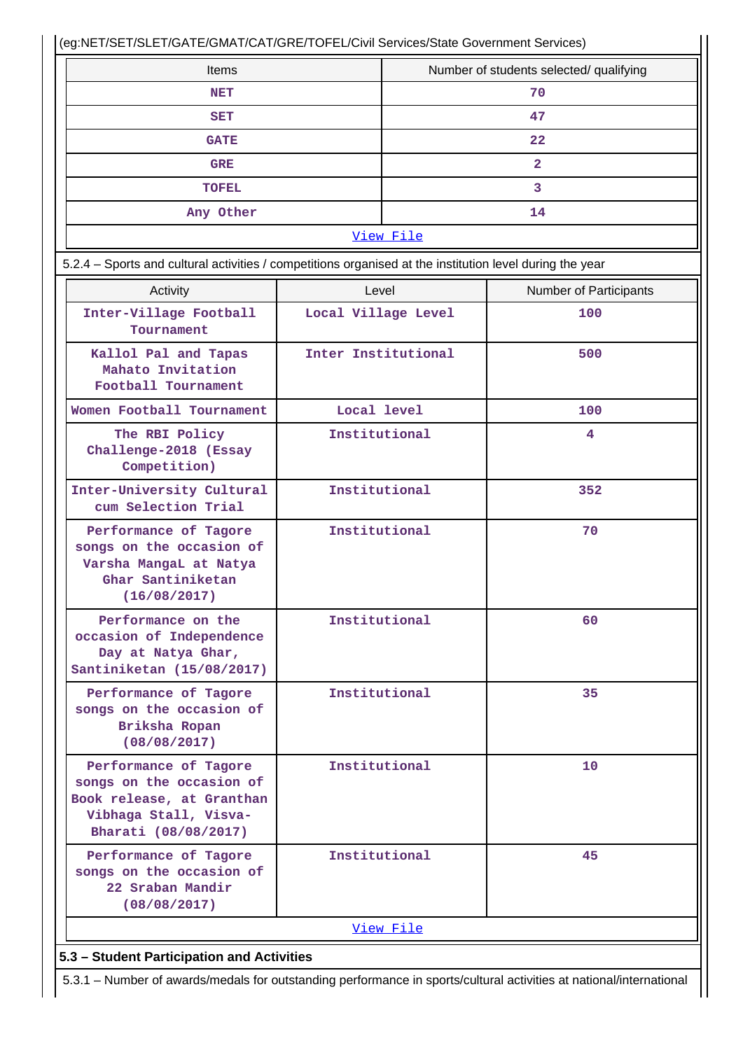(eg:NET/SET/SLET/GATE/GMAT/CAT/GRE/TOFEL/Civil Services/State Government Services)

| Items | Number of students selected/ qualifying |
| --- | --- |
| NET | 70 |
| SET | 47 |
| GATE | 22 |
| GRE | 2 |
| TOFEL | 3 |
| Any Other | 14 |
| View File | |

5.2.4 – Sports and cultural activities / competitions organised at the institution level during the year

| Activity | Level | Number of Participants |
| --- | --- | --- |
| Inter-Village Football Tournament | Local Village Level | 100 |
| Kallol Pal and Tapas Mahato Invitation Football Tournament | Inter Institutional | 500 |
| Women Football Tournament | Local level | 100 |
| The RBI Policy Challenge-2018 (Essay Competition) | Institutional | 4 |
| Inter-University Cultural cum Selection Trial | Institutional | 352 |
| Performance of Tagore songs on the occasion of Varsha MangaL at Natya Ghar Santiniketan (16/08/2017) | Institutional | 70 |
| Performance on the occasion of Independence Day at Natya Ghar, Santiniketan (15/08/2017) | Institutional | 60 |
| Performance of Tagore songs on the occasion of Briksha Ropan (08/08/2017) | Institutional | 35 |
| Performance of Tagore songs on the occasion of Book release, at Granthan Vibhaga Stall, Visva-Bharati (08/08/2017) | Institutional | 10 |
| Performance of Tagore songs on the occasion of 22 Sraban Mandir (08/08/2017) | Institutional | 45 |
| View File | | |

**5.3 – Student Participation and Activities**

5.3.1 – Number of awards/medals for outstanding performance in sports/cultural activities at national/international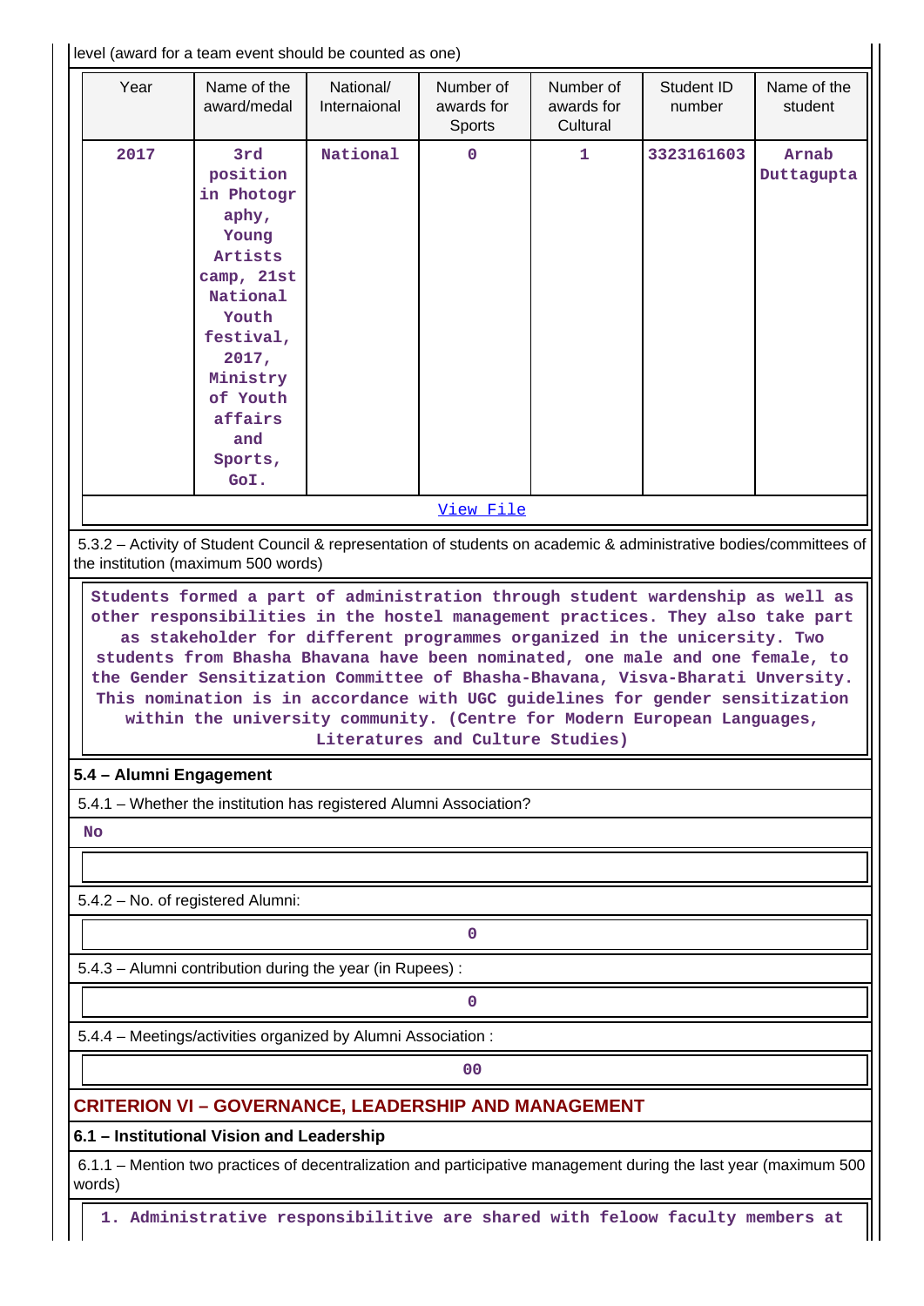level (award for a team event should be counted as one)

| Year | Name of the award/medal | National/ Internaional | Number of awards for Sports | Number of awards for Cultural | Student ID number | Name of the student |
|---|---|---|---|---|---|---|
| 2017 | 3rd position in Photography, Young Artists camp, 21st National Youth festival, 2017, Ministry of Youth affairs and Sports, GoI. | National | 0 | 1 | 3323161603 | Arnab Duttagupta |

View File

5.3.2 – Activity of Student Council & representation of students on academic & administrative bodies/committees of the institution (maximum 500 words)

Students formed a part of administration through student wardenship as well as other responsibilities in the hostel management practices. They also take part as stakeholder for different programmes organized in the unicersity. Two students from Bhasha Bhavana have been nominated, one male and one female, to the Gender Sensitization Committee of Bhasha-Bhavana, Visva-Bharati Unversity. This nomination is in accordance with UGC guidelines for gender sensitization within the university community. (Centre for Modern European Languages, Literatures and Culture Studies)

## 5.4 – Alumni Engagement

5.4.1 – Whether the institution has registered Alumni Association?

No

5.4.2 – No. of registered Alumni:

0

5.4.3 – Alumni contribution during the year (in Rupees) :

0

5.4.4 – Meetings/activities organized by Alumni Association :

00

# CRITERION VI – GOVERNANCE, LEADERSHIP AND MANAGEMENT

## 6.1 – Institutional Vision and Leadership

6.1.1 – Mention two practices of decentralization and participative management during the last year (maximum 500 words)

1. Administrative responsibilitive are shared with feloow faculty members at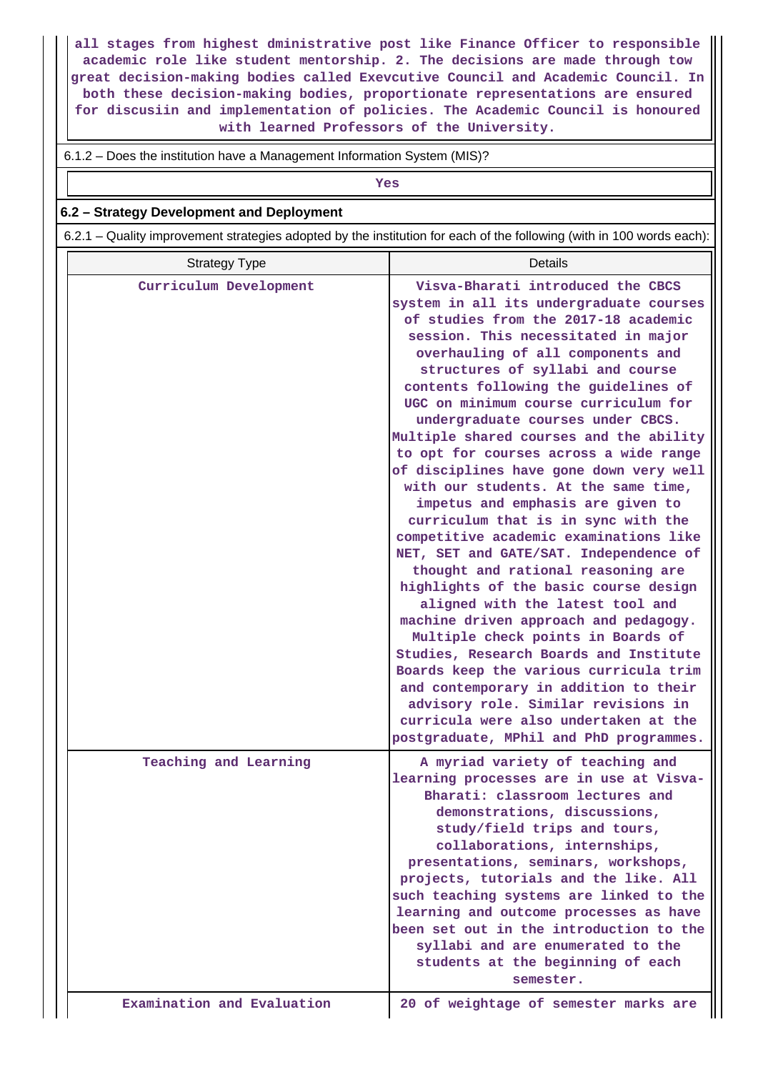all stages from highest dministrative post like Finance Officer to responsible academic role like student mentorship. 2. The decisions are made through tow great decision-making bodies called Exevcutive Council and Academic Council. In both these decision-making bodies, proportionate representations are ensured for discusiin and implementation of policies. The Academic Council is honoured with learned Professors of the University.

6.1.2 – Does the institution have a Management Information System (MIS)?

Yes

**6.2 – Strategy Development and Deployment**

6.2.1 – Quality improvement strategies adopted by the institution for each of the following (with in 100 words each):

| Strategy Type | Details |
| --- | --- |
| Curriculum Development | Visva-Bharati introduced the CBCS system in all its undergraduate courses of studies from the 2017-18 academic session. This necessitated in major overhauling of all components and structures of syllabi and course contents following the guidelines of UGC on minimum course curriculum for undergraduate courses under CBCS. Multiple shared courses and the ability to opt for courses across a wide range of disciplines have gone down very well with our students. At the same time, impetus and emphasis are given to curriculum that is in sync with the competitive academic examinations like NET, SET and GATE/SAT. Independence of thought and rational reasoning are highlights of the basic course design aligned with the latest tool and machine driven approach and pedagogy. Multiple check points in Boards of Studies, Research Boards and Institute Boards keep the various curricula trim and contemporary in addition to their advisory role. Similar revisions in curricula were also undertaken at the postgraduate, MPhil and PhD programmes. |
| Teaching and Learning | A myriad variety of teaching and learning processes are in use at Visva-Bharati: classroom lectures and demonstrations, discussions, study/field trips and tours, collaborations, internships, presentations, seminars, workshops, projects, tutorials and the like. All such teaching systems are linked to the learning and outcome processes as have been set out in the introduction to the syllabi and are enumerated to the students at the beginning of each semester. |
| Examination and Evaluation | 20 of weightage of semester marks are |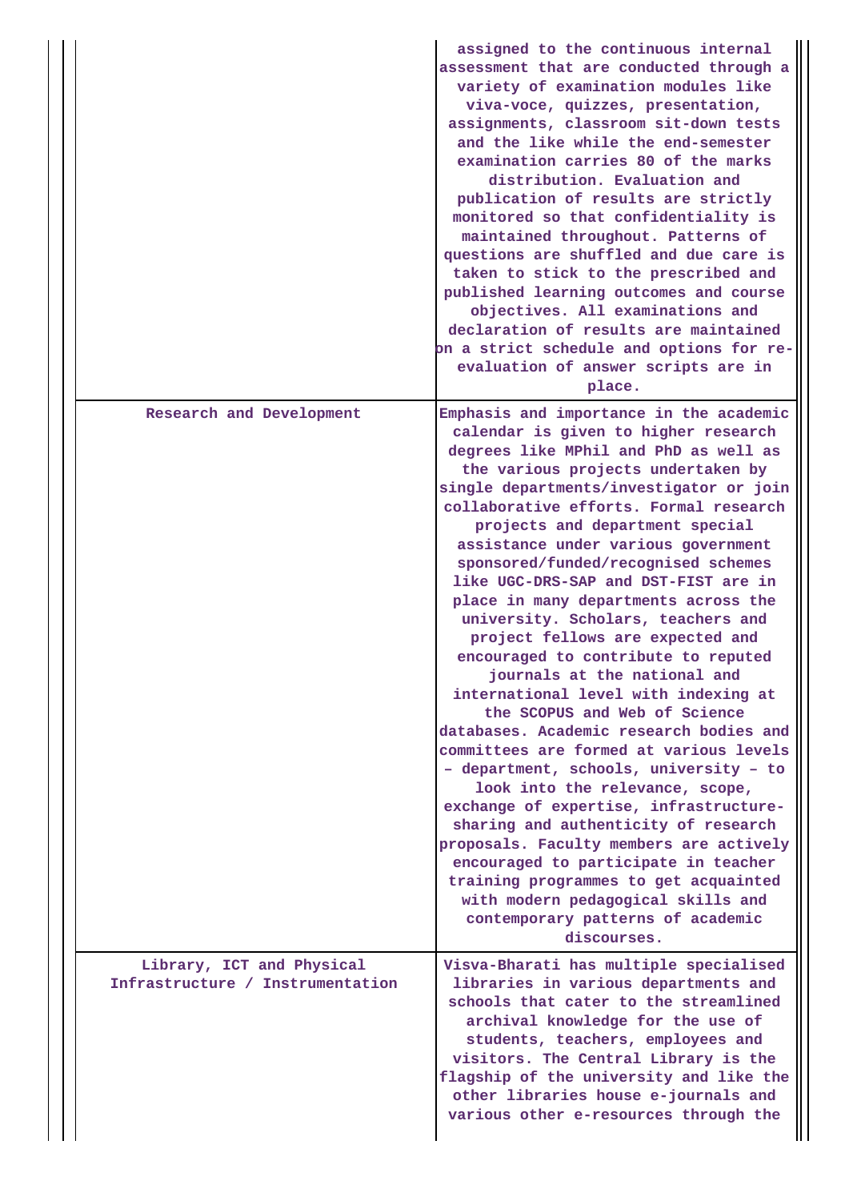| | |
|---|---|
| | assigned to the continuous internal assessment that are conducted through a variety of examination modules like viva-voce, quizzes, presentation, assignments, classroom sit-down tests and the like while the end-semester examination carries 80 of the marks distribution. Evaluation and publication of results are strictly monitored so that confidentiality is maintained throughout. Patterns of questions are shuffled and due care is taken to stick to the prescribed and published learning outcomes and course objectives. All examinations and declaration of results are maintained on a strict schedule and options for re-evaluation of answer scripts are in place. |
| Research and Development | Emphasis and importance in the academic calendar is given to higher research degrees like MPhil and PhD as well as the various projects undertaken by single departments/investigator or join collaborative efforts. Formal research projects and department special assistance under various government sponsored/funded/recognised schemes like UGC-DRS-SAP and DST-FIST are in place in many departments across the university. Scholars, teachers and project fellows are expected and encouraged to contribute to reputed journals at the national and international level with indexing at the SCOPUS and Web of Science databases. Academic research bodies and committees are formed at various levels – department, schools, university – to look into the relevance, scope, exchange of expertise, infrastructure-sharing and authenticity of research proposals. Faculty members are actively encouraged to participate in teacher training programmes to get acquainted with modern pedagogical skills and contemporary patterns of academic discourses. |
| Library, ICT and Physical Infrastructure / Instrumentation | Visva-Bharati has multiple specialised libraries in various departments and schools that cater to the streamlined archival knowledge for the use of students, teachers, employees and visitors. The Central Library is the flagship of the university and like the other libraries house e-journals and various other e-resources through the |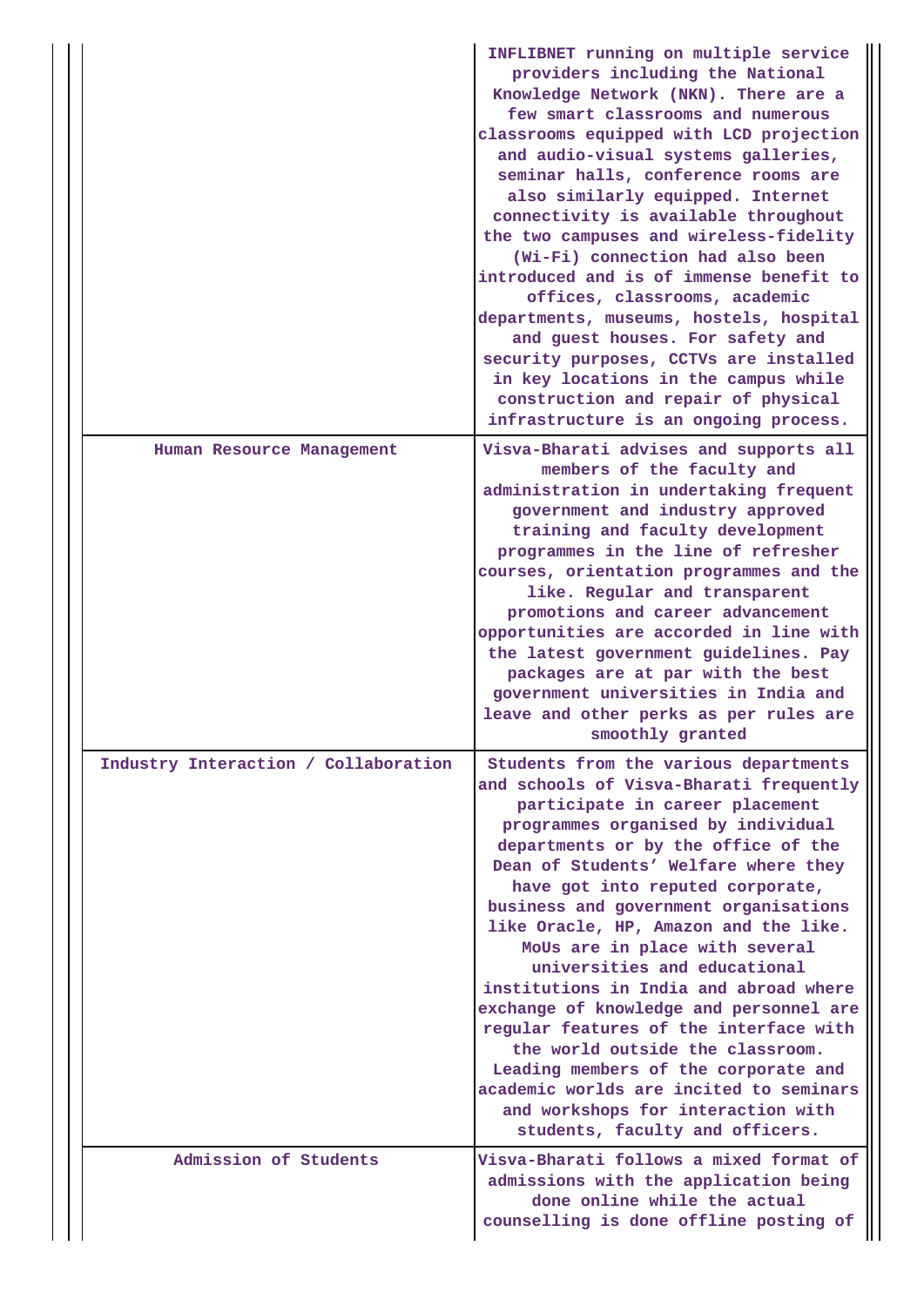| | |
|---|---|
| | INFLIBNET running on multiple service providers including the National Knowledge Network (NKN). There are a few smart classrooms and numerous classrooms equipped with LCD projection and audio-visual systems galleries, seminar halls, conference rooms are also similarly equipped. Internet connectivity is available throughout the two campuses and wireless-fidelity (Wi-Fi) connection had also been introduced and is of immense benefit to offices, classrooms, academic departments, museums, hostels, hospital and guest houses. For safety and security purposes, CCTVs are installed in key locations in the campus while construction and repair of physical infrastructure is an ongoing process. |
| Human Resource Management | Visva-Bharati advises and supports all members of the faculty and administration in undertaking frequent government and industry approved training and faculty development programmes in the line of refresher courses, orientation programmes and the like. Regular and transparent promotions and career advancement opportunities are accorded in line with the latest government guidelines. Pay packages are at par with the best government universities in India and leave and other perks as per rules are smoothly granted |
| Industry Interaction / Collaboration | Students from the various departments and schools of Visva-Bharati frequently participate in career placement programmes organised by individual departments or by the office of the Dean of Students' Welfare where they have got into reputed corporate, business and government organisations like Oracle, HP, Amazon and the like. MoUs are in place with several universities and educational institutions in India and abroad where exchange of knowledge and personnel are regular features of the interface with the world outside the classroom. Leading members of the corporate and academic worlds are incited to seminars and workshops for interaction with students, faculty and officers. |
| Admission of Students | Visva-Bharati follows a mixed format of admissions with the application being done online while the actual counselling is done offline posting of |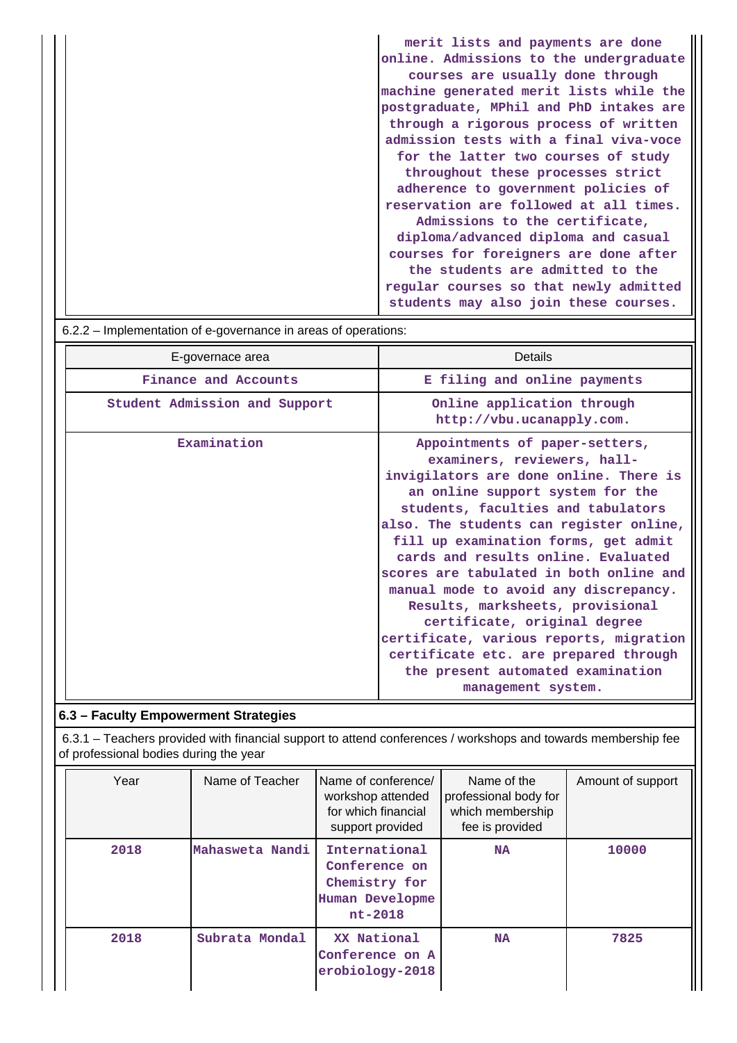| | merit lists and payments are done online. Admissions to the undergraduate courses are usually done through machine generated merit lists while the postgraduate, MPhil and PhD intakes are through a rigorous process of written admission tests with a final viva-voce for the latter two courses of study throughout these processes strict adherence to government policies of reservation are followed at all times. Admissions to the certificate, diploma/advanced diploma and casual courses for foreigners are done after the students are admitted to the regular courses so that newly admitted students may also join these courses. |
|---|---|

6.2.2 – Implementation of e-governance in areas of operations:

| E-governace area | Details |
|---|---|
| Finance and Accounts | E filing and online payments |
| Student Admission and Support | Online application through http://vbu.ucanapply.com. |
| Examination | Appointments of paper-setters, examiners, reviewers, hall-invigilators are done online. There is an online support system for the students, faculties and tabulators also. The students can register online, fill up examination forms, get admit cards and results online. Evaluated scores are tabulated in both online and manual mode to avoid any discrepancy. Results, marksheets, provisional certificate, original degree certificate, various reports, migration certificate etc. are prepared through the present automated examination management system. |

## 6.3 – Faculty Empowerment Strategies

6.3.1 – Teachers provided with financial support to attend conferences / workshops and towards membership fee of professional bodies during the year

| Year | Name of Teacher | Name of conference/ workshop attended for which financial support provided | Name of the professional body for which membership fee is provided | Amount of support |
|---|---|---|---|---|
| 2018 | Mahasweta Nandi | International Conference on Chemistry for Human Development-2018 | NA | 10000 |
| 2018 | Subrata Mondal | XX National Conference on Aerobiology-2018 | NA | 7825 |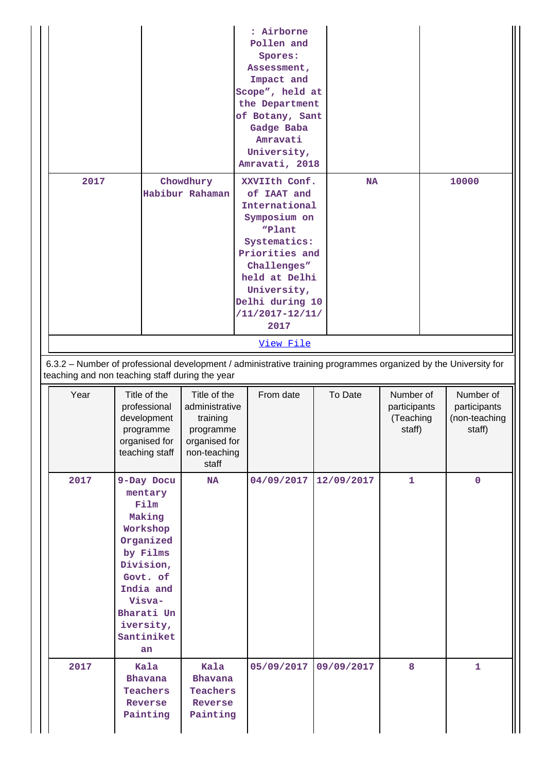| | | : Airborne Pollen and Spores: Assessment, Impact and Scope", held at the Department of Botany, Sant Gadge Baba Amravati University, Amravati, 2018 | | |
|---|---|---|---|---|
| 2017 | Chowdhury Habibur Rahaman | XXVIIth Conf. of IAAT and International Symposium on "Plant Systematics: Priorities and Challenges" held at Delhi University, Delhi during 10/11/2017-12/11/2017 | NA | 10000 |

View File

6.3.2 – Number of professional development / administrative training programmes organized by the University for teaching and non teaching staff during the year

| Year | Title of the professional development programme organised for teaching staff | Title of the administrative training programme organised for non-teaching staff | From date | To Date | Number of participants (Teaching staff) | Number of participants (non-teaching staff) |
|---|---|---|---|---|---|---|
| 2017 | 9-Day Documentary Film Making Workshop Organized by Films Division, Govt. of India and Visva-Bharati University, Santiniketan | NA | 04/09/2017 | 12/09/2017 | 1 | 0 |
| 2017 | Kala Bhavana Teachers Reverse Painting | Kala Bhavana Teachers Reverse Painting | 05/09/2017 | 09/09/2017 | 8 | 1 |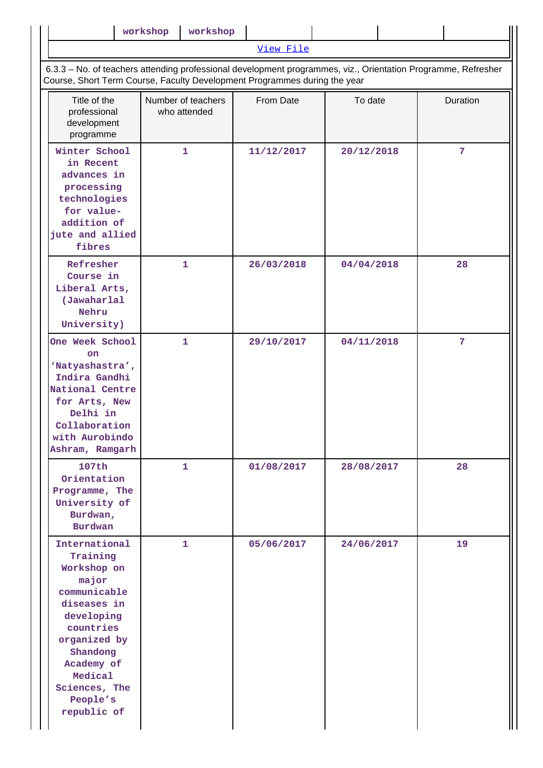| | workshop | workshop | | | | |
|---|---|---|---|---|---|---|

[View File]

6.3.3 – No. of teachers attending professional development programmes, viz., Orientation Programme, Refresher Course, Short Term Course, Faculty Development Programmes during the year

| Title of the professional development programme | Number of teachers who attended | From Date | To date | Duration |
|---|---|---|---|---|
| Winter School in Recent advances in processing technologies for value-addition of jute and allied fibres | 1 | 11/12/2017 | 20/12/2018 | 7 |
| Refresher Course in Liberal Arts, (Jawaharlal Nehru University) | 1 | 26/03/2018 | 04/04/2018 | 28 |
| One Week School on 'Natyashastra', Indira Gandhi National Centre for Arts, New Delhi in Collaboration with Aurobindo Ashram, Ramgarh | 1 | 29/10/2017 | 04/11/2018 | 7 |
| 107th Orientation Programme, The University of Burdwan, Burdwan | 1 | 01/08/2017 | 28/08/2017 | 28 |
| International Training Workshop on major communicable diseases in developing countries organized by Shandong Academy of Medical Sciences, The People's republic of | 1 | 05/06/2017 | 24/06/2017 | 19 |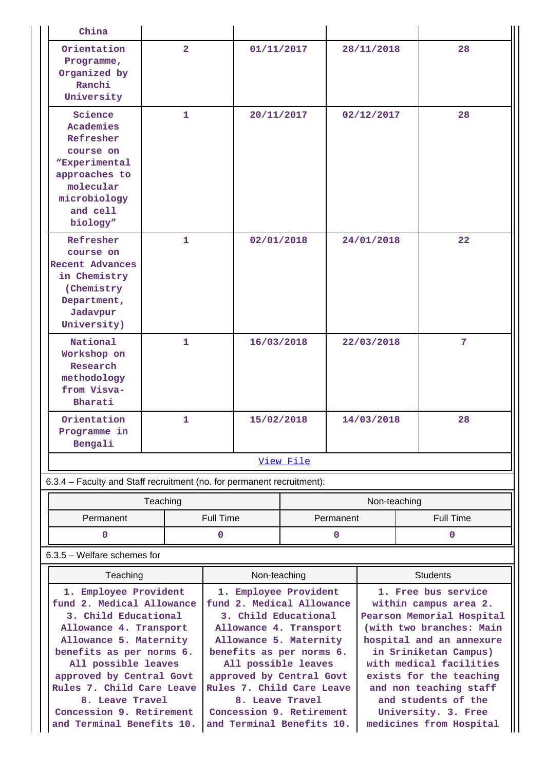| | | | | |
|---|---|---|---|---|
| China | | | | |
| Orientation Programme, Organized by Ranchi University | 2 | 01/11/2017 | 28/11/2018 | 28 |
| Science Academies Refresher course on "Experimental approaches to molecular microbiology and cell biology" | 1 | 20/11/2017 | 02/12/2017 | 28 |
| Refresher course on Recent Advances in Chemistry (Chemistry Department, Jadavpur University) | 1 | 02/01/2018 | 24/01/2018 | 22 |
| National Workshop on Research methodology from Visva-Bharati | 1 | 16/03/2018 | 22/03/2018 | 7 |
| Orientation Programme in Bengali | 1 | 15/02/2018 | 14/03/2018 | 28 |

[View File]

6.3.4 – Faculty and Staff recruitment (no. for permanent recruitment):

| Teaching | | Non-teaching | |
|---|---|---|---|
| Permanent | Full Time | Permanent | Full Time |
| 0 | 0 | 0 | 0 |

6.3.5 – Welfare schemes for

| Teaching | Non-teaching | Students |
|---|---|---|
| 1. Employee Provident fund 2. Medical Allowance 3. Child Educational Allowance 4. Transport Allowance 5. Maternity benefits as per norms 6. All possible leaves approved by Central Govt Rules 7. Child Care Leave 8. Leave Travel Concession 9. Retirement and Terminal Benefits 10. | 1. Employee Provident fund 2. Medical Allowance 3. Child Educational Allowance 4. Transport Allowance 5. Maternity benefits as per norms 6. All possible leaves approved by Central Govt Rules 7. Child Care Leave 8. Leave Travel Concession 9. Retirement and Terminal Benefits 10. | 1. Free bus service within campus area 2. Pearson Memorial Hospital (with two branches: Main hospital and an annexure in Sriniketan Campus) with medical facilities exists for the teaching and non teaching staff and students of the University. 3. Free medicines from Hospital |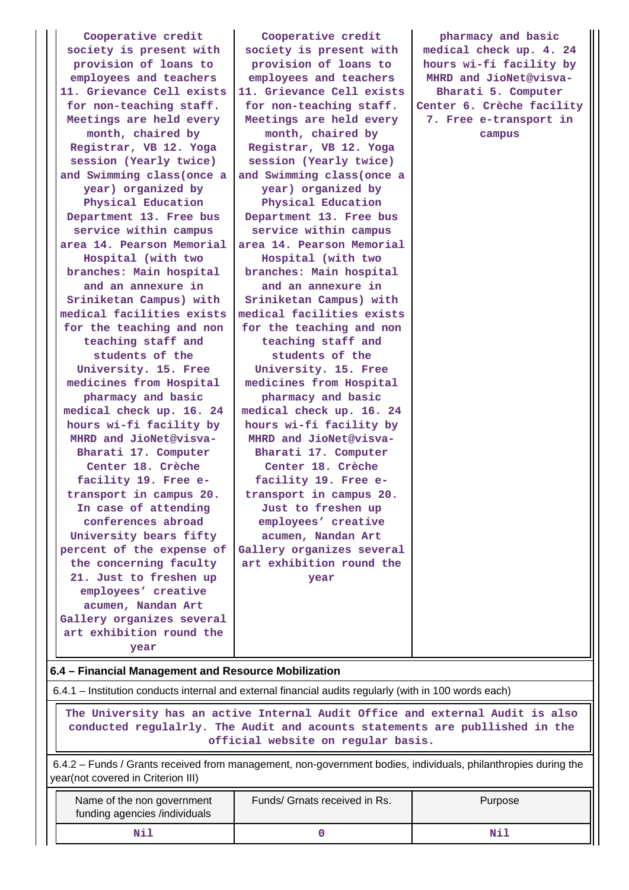| Cooperative credit society is present with provision of loans to employees and teachers 11. Grievance Cell exists for non-teaching staff. Meetings are held every month, chaired by Registrar, VB 12. Yoga session (Yearly twice) and Swimming class(once a year) organized by Physical Education Department 13. Free bus service within campus area 14. Pearson Memorial Hospital (with two branches: Main hospital and an annexure in Sriniketan Campus) with medical facilities exists for the teaching and non teaching staff and students of the University. 15. Free medicines from Hospital pharmacy and basic medical check up. 16. 24 hours wi-fi facility by MHRD and JioNet@visva-Bharati 17. Computer Center 18. Crèche facility 19. Free e-transport in campus 20. In case of attending conferences abroad University bears fifty percent of the expense of the concerning faculty 21. Just to freshen up employees' creative acumen, Nandan Art Gallery organizes several art exhibition round the year | Cooperative credit society is present with provision of loans to employees and teachers 11. Grievance Cell exists for non-teaching staff. Meetings are held every month, chaired by Registrar, VB 12. Yoga session (Yearly twice) and Swimming class(once a year) organized by Physical Education Department 13. Free bus service within campus area 14. Pearson Memorial Hospital (with two branches: Main hospital and an annexure in Sriniketan Campus) with medical facilities exists for the teaching and non teaching staff and students of the University. 15. Free medicines from Hospital pharmacy and basic medical check up. 16. 24 hours wi-fi facility by MHRD and JioNet@visva-Bharati 17. Computer Center 18. Crèche facility 19. Free e-transport in campus 20. Just to freshen up employees' creative acumen, Nandan Art Gallery organizes several art exhibition round the year | pharmacy and basic medical check up. 4. 24 hours wi-fi facility by MHRD and JioNet@visva-Bharati 5. Computer Center 6. Crèche facility 7. Free e-transport in campus |
|---|---|---|

**6.4 – Financial Management and Resource Mobilization**

6.4.1 – Institution conducts internal and external financial audits regularly (with in 100 words each)

The University has an active Internal Audit Office and external Audit is also conducted regulalrly. The Audit and acounts statements are publlished in the official website on regular basis.

6.4.2 – Funds / Grants received from management, non-government bodies, individuals, philanthropies during the year(not covered in Criterion III)

| Name of the non government funding agencies /individuals | Funds/ Grnats received in Rs. | Purpose |
|---|---|---|
| Nil | 0 | Nil |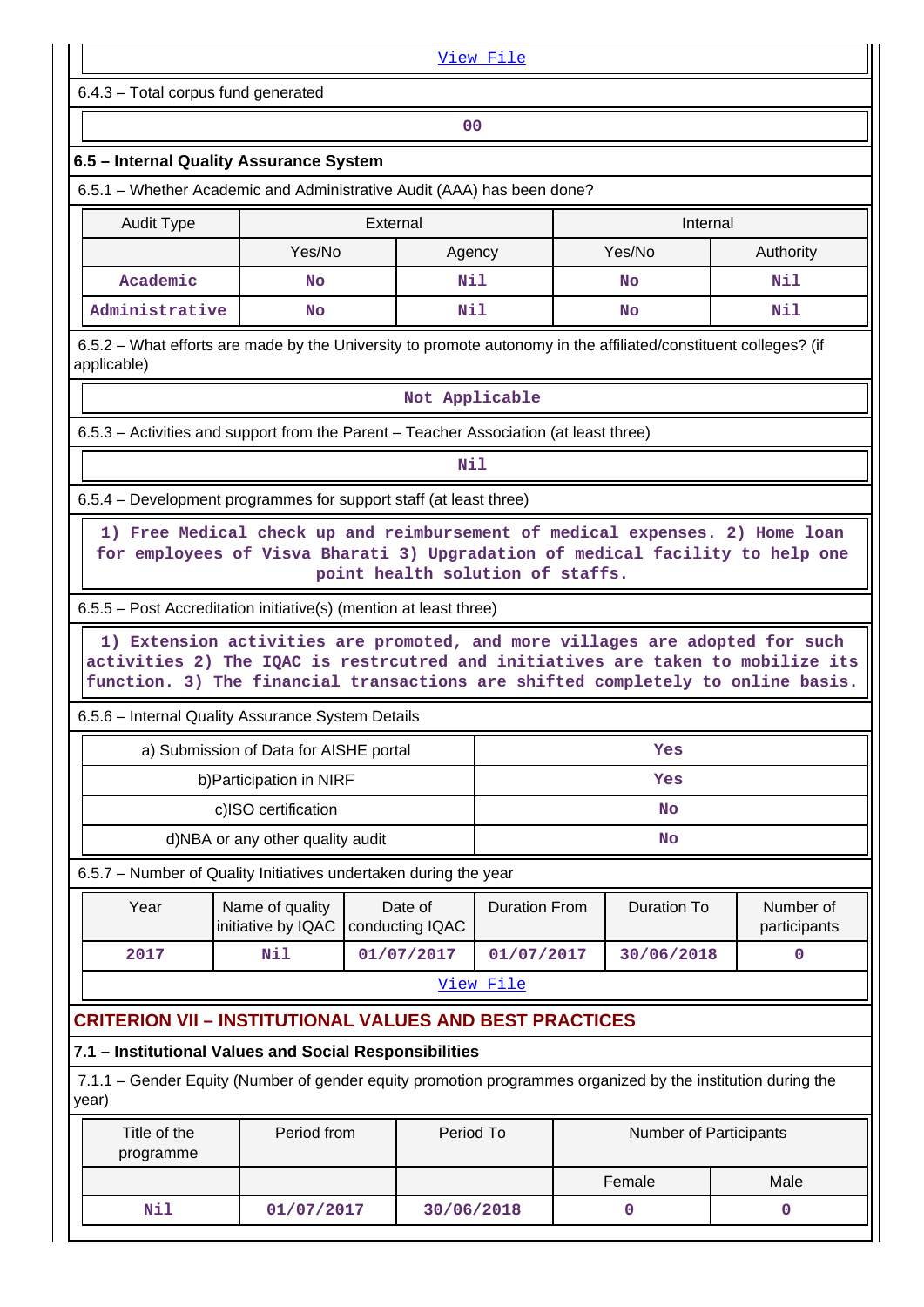View File

6.4.3 – Total corpus fund generated

00

### 6.5 – Internal Quality Assurance System

6.5.1 – Whether Academic and Administrative Audit (AAA) has been done?

| Audit Type | External | | Internal | |
|---|---|---|---|---|
| | Yes/No | Agency | Yes/No | Authority |
| Academic | No | Nil | No | Nil |
| Administrative | No | Nil | No | Nil |

6.5.2 – What efforts are made by the University to promote autonomy in the affiliated/constituent colleges? (if applicable)

Not Applicable

6.5.3 – Activities and support from the Parent – Teacher Association (at least three)

Nil

6.5.4 – Development programmes for support staff (at least three)

1) Free Medical check up and reimbursement of medical expenses. 2) Home loan for employees of Visva Bharati 3) Upgradation of medical facility to help one point health solution of staffs.

6.5.5 – Post Accreditation initiative(s) (mention at least three)

1) Extension activities are promoted, and more villages are adopted for such activities 2) The IQAC is restrcutred and initiatives are taken to mobilize its function. 3) The financial transactions are shifted completely to online basis.

6.5.6 – Internal Quality Assurance System Details

| | |
|---|---|
| a) Submission of Data for AISHE portal | Yes |
| b)Participation in NIRF | Yes |
| c)ISO certification | No |
| d)NBA or any other quality audit | No |

6.5.7 – Number of Quality Initiatives undertaken during the year

| Year | Name of quality initiative by IQAC | Date of conducting IQAC | Duration From | Duration To | Number of participants |
|---|---|---|---|---|---|
| 2017 | Nil | 01/07/2017 | 01/07/2017 | 30/06/2018 | 0 |

View File

## CRITERION VII – INSTITUTIONAL VALUES AND BEST PRACTICES

### 7.1 – Institutional Values and Social Responsibilities

7.1.1 – Gender Equity (Number of gender equity promotion programmes organized by the institution during the year)

| Title of the programme | Period from | Period To | Number of Participants | |
|---|---|---|---|---|
| | | | Female | Male |
| Nil | 01/07/2017 | 30/06/2018 | 0 | 0 |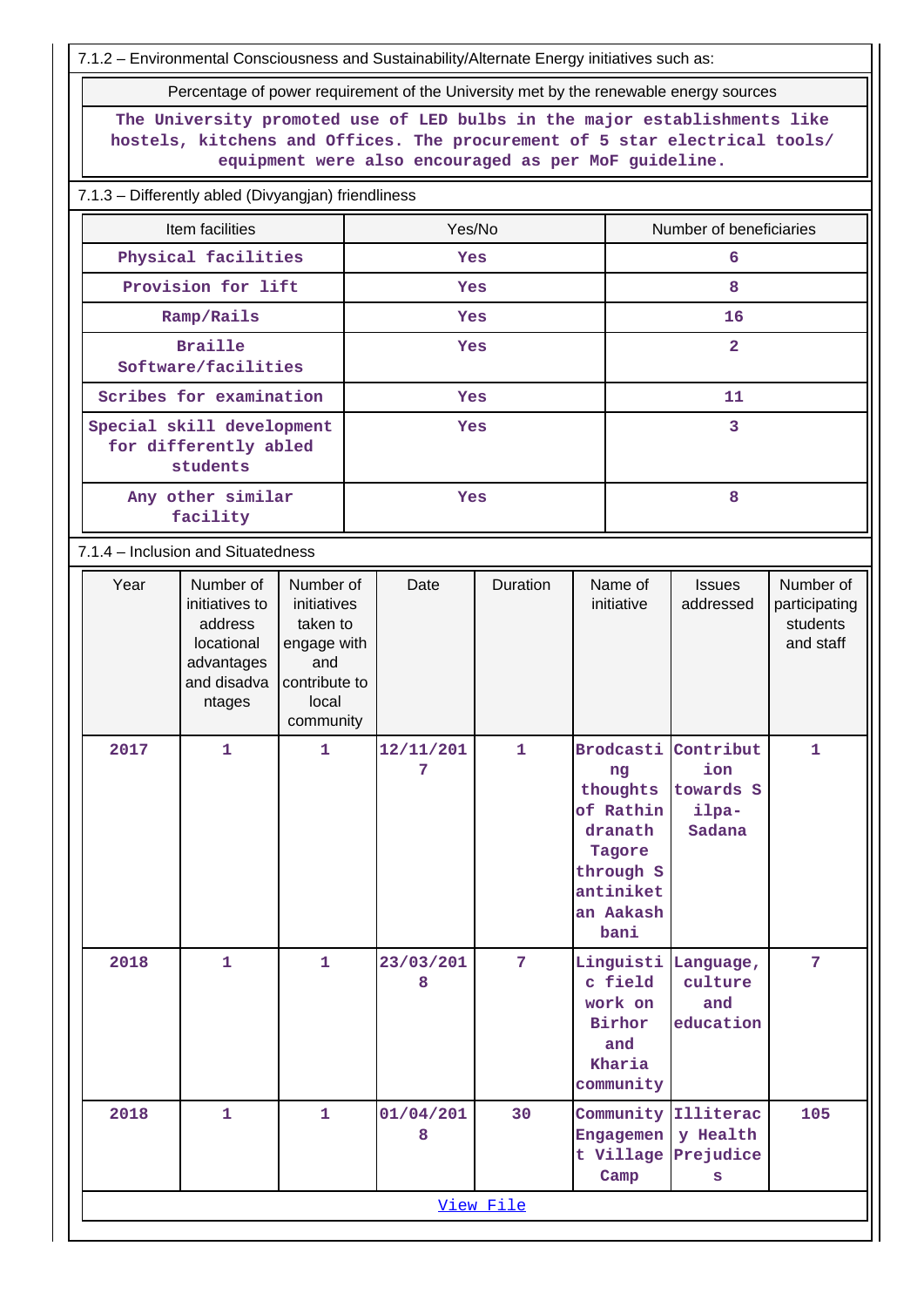7.1.2 – Environmental Consciousness and Sustainability/Alternate Energy initiatives such as:

| Percentage of power requirement of the University met by the renewable energy sources |
|---|
| The University promoted use of LED bulbs in the major establishments like hostels, kitchens and Offices. The procurement of 5 star electrical tools/ equipment were also encouraged as per MoF guideline. |

7.1.3 – Differently abled (Divyangjan) friendliness

| Item facilities | Yes/No | Number of beneficiaries |
|---|---|---|
| Physical facilities | Yes | 6 |
| Provision for lift | Yes | 8 |
| Ramp/Rails | Yes | 16 |
| Braille Software/facilities | Yes | 2 |
| Scribes for examination | Yes | 11 |
| Special skill development for differently abled students | Yes | 3 |
| Any other similar facility | Yes | 8 |

7.1.4 – Inclusion and Situatedness

| Year | Number of initiatives to address locational advantages and disadvantages | Number of initiatives taken to engage with and contribute to local community | Date | Duration | Name of initiative | Issues addressed | Number of participating students and staff |
|---|---|---|---|---|---|---|---|
| 2017 | 1 | 1 | 12/11/2017 | 1 | Brodcasting thoughts of Rathindranath Tagore through Santiniketan Aakash bani | Contribution towards Silpa-Sadana | 1 |
| 2018 | 1 | 1 | 23/03/2018 | 7 | Linguistic field work on Birhor and Kharia community | Language, culture and education | 7 |
| 2018 | 1 | 1 | 01/04/2018 | 30 | Community Engagement Village Camp | Illiteracy Health Prejudices | 105 |

[View File]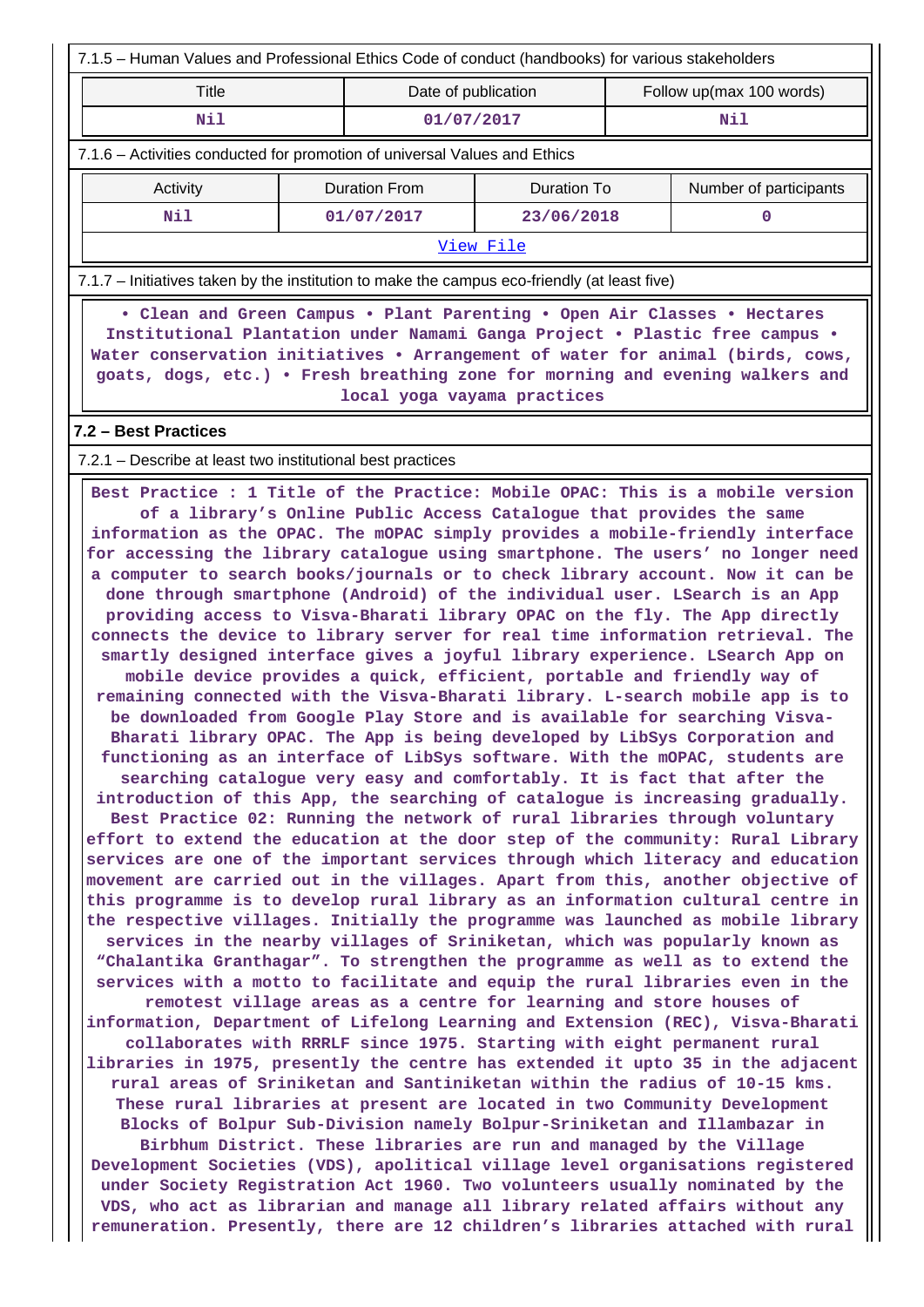7.1.5 – Human Values and Professional Ethics Code of conduct (handbooks) for various stakeholders

| Title | Date of publication | Follow up(max 100 words) |
|---|---|---|
| Nil | 01/07/2017 | Nil |

7.1.6 – Activities conducted for promotion of universal Values and Ethics

| Activity | Duration From | Duration To | Number of participants |
|---|---|---|---|
| Nil | 01/07/2017 | 23/06/2018 | 0 |

View File

7.1.7 – Initiatives taken by the institution to make the campus eco-friendly (at least five)

• Clean and Green Campus • Plant Parenting • Open Air Classes • Hectares Institutional Plantation under Namami Ganga Project • Plastic free campus • Water conservation initiatives • Arrangement of water for animal (birds, cows, goats, dogs, etc.) • Fresh breathing zone for morning and evening walkers and local yoga vayama practices

## 7.2 – Best Practices

7.2.1 – Describe at least two institutional best practices

Best Practice : 1 Title of the Practice: Mobile OPAC: This is a mobile version of a library's Online Public Access Catalogue that provides the same information as the OPAC. The mOPAC simply provides a mobile-friendly interface for accessing the library catalogue using smartphone. The users' no longer need a computer to search books/journals or to check library account. Now it can be done through smartphone (Android) of the individual user. LSearch is an App providing access to Visva-Bharati library OPAC on the fly. The App directly connects the device to library server for real time information retrieval. The smartly designed interface gives a joyful library experience. LSearch App on mobile device provides a quick, efficient, portable and friendly way of remaining connected with the Visva-Bharati library. L-search mobile app is to be downloaded from Google Play Store and is available for searching Visva-Bharati library OPAC. The App is being developed by LibSys Corporation and functioning as an interface of LibSys software. With the mOPAC, students are searching catalogue very easy and comfortably. It is fact that after the introduction of this App, the searching of catalogue is increasing gradually. Best Practice 02: Running the network of rural libraries through voluntary effort to extend the education at the door step of the community: Rural Library services are one of the important services through which literacy and education movement are carried out in the villages. Apart from this, another objective of this programme is to develop rural library as an information cultural centre in the respective villages. Initially the programme was launched as mobile library services in the nearby villages of Sriniketan, which was popularly known as "Chalantika Granthagar". To strengthen the programme as well as to extend the services with a motto to facilitate and equip the rural libraries even in the remotest village areas as a centre for learning and store houses of information, Department of Lifelong Learning and Extension (REC), Visva-Bharati collaborates with RRRLF since 1975. Starting with eight permanent rural libraries in 1975, presently the centre has extended it upto 35 in the adjacent rural areas of Sriniketan and Santiniketan within the radius of 10-15 kms. These rural libraries at present are located in two Community Development Blocks of Bolpur Sub-Division namely Bolpur-Sriniketan and Illambazar in Birbhum District. These libraries are run and managed by the Village Development Societies (VDS), apolitical village level organisations registered under Society Registration Act 1960. Two volunteers usually nominated by the VDS, who act as librarian and manage all library related affairs without any remuneration. Presently, there are 12 children's libraries attached with rural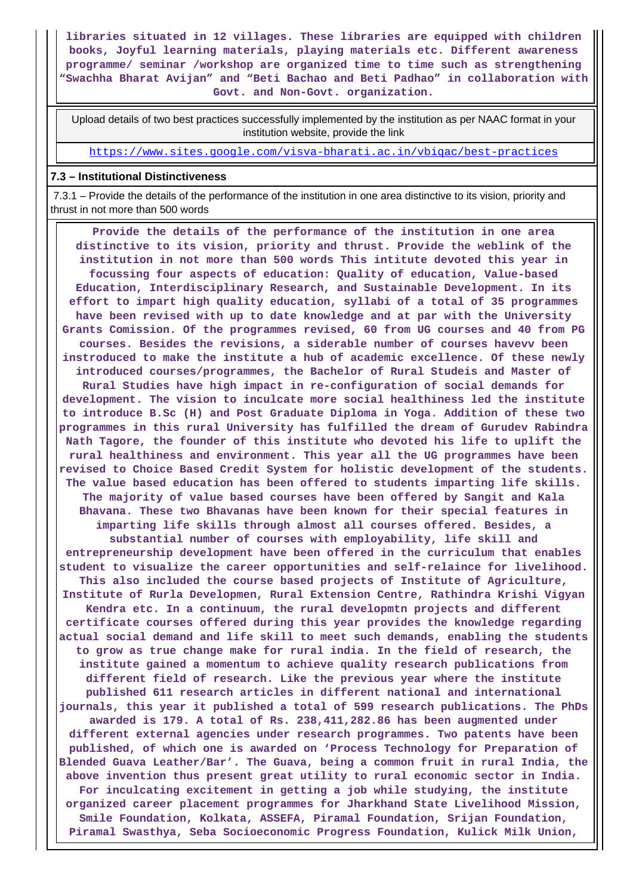**libraries situated in 12 villages. These libraries are equipped with children books, Joyful learning materials, playing materials etc. Different awareness programme/ seminar /workshop are organized time to time such as strengthening “Swachha Bharat Avijan” and “Beti Bachao and Beti Padhao” in collaboration with Govt. and Non-Govt. organization.**

| Upload details of two best practices successfully implemented by the institution as per NAAC format in your institution website, provide the link |
|---|
| https://www.sites.google.com/visva-bharati.ac.in/vbiqac/best-practices |

**7.3 – Institutional Distinctiveness**

7.3.1 – Provide the details of the performance of the institution in one area distinctive to its vision, priority and thrust in not more than 500 words

**Provide the details of the performance of the institution in one area distinctive to its vision, priority and thrust. Provide the weblink of the institution in not more than 500 words This intitute devoted this year in focussing four aspects of education: Quality of education, Value-based Education, Interdisciplinary Research, and Sustainable Development. In its effort to impart high quality education, syllabi of a total of 35 programmes have been revised with up to date knowledge and at par with the University Grants Comission. Of the programmes revised, 60 from UG courses and 40 from PG courses. Besides the revisions, a siderable number of courses havevv been instroduced to make the institute a hub of academic excellence. Of these newly introduced courses/programmes, the Bachelor of Rural Studeis and Master of Rural Studies have high impact in re-configuration of social demands for development. The vision to inculcate more social healthiness led the institute to introduce B.Sc (H) and Post Graduate Diploma in Yoga. Addition of these two programmes in this rural University has fulfilled the dream of Gurudev Rabindra Nath Tagore, the founder of this institute who devoted his life to uplift the rural healthiness and environment. This year all the UG programmes have been revised to Choice Based Credit System for holistic development of the students. The value based education has been offered to students imparting life skills. The majority of value based courses have been offered by Sangit and Kala Bhavana. These two Bhavanas have been known for their special features in imparting life skills through almost all courses offered. Besides, a substantial number of courses with employability, life skill and entrepreneurship development have been offered in the curriculum that enables student to visualize the career opportunities and self-relaince for livelihood. This also included the course based projects of Institute of Agriculture, Institute of Rurla Developmen, Rural Extension Centre, Rathindra Krishi Vigyan Kendra etc. In a continuum, the rural developmtn projects and different certificate courses offered during this year provides the knowledge regarding actual social demand and life skill to meet such demands, enabling the students to grow as true change make for rural india. In the field of research, the institute gained a momentum to achieve quality research publications from different field of research. Like the previous year where the institute published 611 research articles in different national and international journals, this year it published a total of 599 research publications. The PhDs awarded is 179. A total of Rs. 238,411,282.86 has been augmented under different external agencies under research programmes. Two patents have been published, of which one is awarded on ‘Process Technology for Preparation of Blended Guava Leather/Bar’. The Guava, being a common fruit in rural India, the above invention thus present great utility to rural economic sector in India. For inculcating excitement in getting a job while studying, the institute organized career placement programmes for Jharkhand State Livelihood Mission, Smile Foundation, Kolkata, ASSEFA, Piramal Foundation, Srijan Foundation, Piramal Swasthya, Seba Socioeconomic Progress Foundation, Kulick Milk Union,**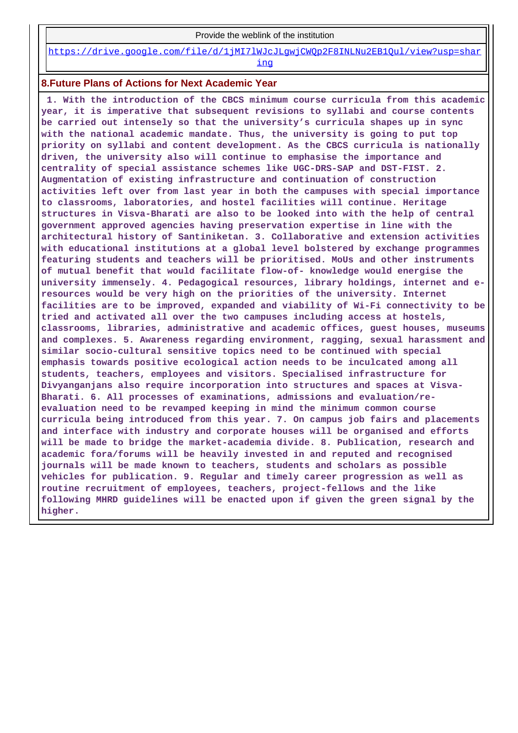| Provide the weblink of the institution |
| --- |
| https://drive.google.com/file/d/1jMI7lWJcJLgwjCWQp2F8INLNu2EB1Qul/view?usp=sharing |

## 8.Future Plans of Actions for Next Academic Year

**1. With the introduction of the CBCS minimum course curricula from this academic year, it is imperative that subsequent revisions to syllabi and course contents be carried out intensely so that the university's curricula shapes up in sync with the national academic mandate. Thus, the university is going to put top priority on syllabi and content development. As the CBCS curricula is nationally driven, the university also will continue to emphasise the importance and centrality of special assistance schemes like UGC-DRS-SAP and DST-FIST. 2. Augmentation of existing infrastructure and continuation of construction activities left over from last year in both the campuses with special importance to classrooms, laboratories, and hostel facilities will continue. Heritage structures in Visva-Bharati are also to be looked into with the help of central government approved agencies having preservation expertise in line with the architectural history of Santiniketan. 3. Collaborative and extension activities with educational institutions at a global level bolstered by exchange programmes featuring students and teachers will be prioritised. MoUs and other instruments of mutual benefit that would facilitate flow-of- knowledge would energise the university immensely. 4. Pedagogical resources, library holdings, internet and e-resources would be very high on the priorities of the university. Internet facilities are to be improved, expanded and viability of Wi-Fi connectivity to be tried and activated all over the two campuses including access at hostels, classrooms, libraries, administrative and academic offices, guest houses, museums and complexes. 5. Awareness regarding environment, ragging, sexual harassment and similar socio-cultural sensitive topics need to be continued with special emphasis towards positive ecological action needs to be inculcated among all students, teachers, employees and visitors. Specialised infrastructure for Divyanganjans also require incorporation into structures and spaces at Visva-Bharati. 6. All processes of examinations, admissions and evaluation/re-evaluation need to be revamped keeping in mind the minimum common course curricula being introduced from this year. 7. On campus job fairs and placements and interface with industry and corporate houses will be organised and efforts will be made to bridge the market-academia divide. 8. Publication, research and academic fora/forums will be heavily invested in and reputed and recognised journals will be made known to teachers, students and scholars as possible vehicles for publication. 9. Regular and timely career progression as well as routine recruitment of employees, teachers, project-fellows and the like following MHRD guidelines will be enacted upon if given the green signal by the higher.**